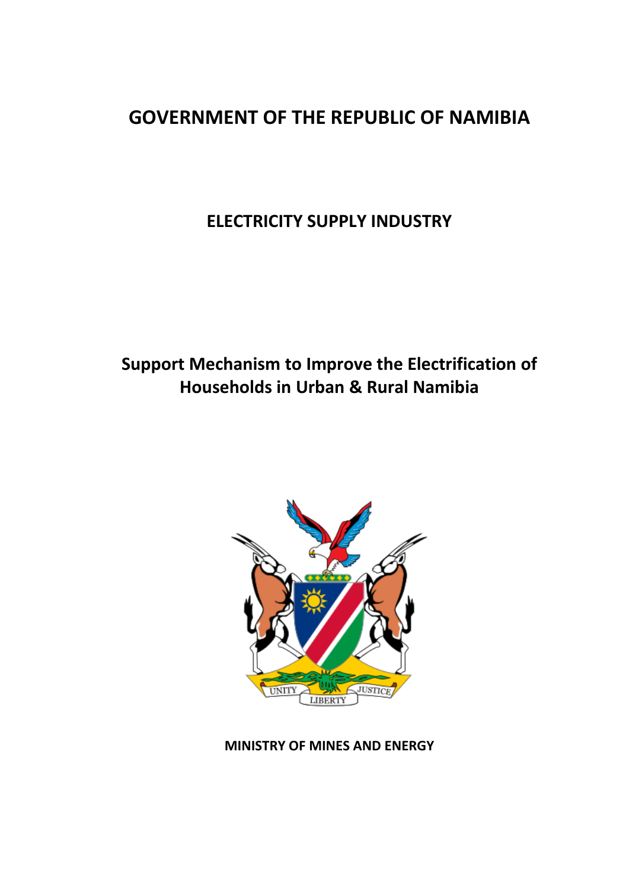# GOVERNMENT OF THE REPUBLIC OF NAMIBIA

## ELECTRICITY SUPPLY INDUSTRY

## Support Mechanism to Improve the Electrification of Households in Urban & Rural Namibia

**MINISTRY OF MINES AND ENERGY**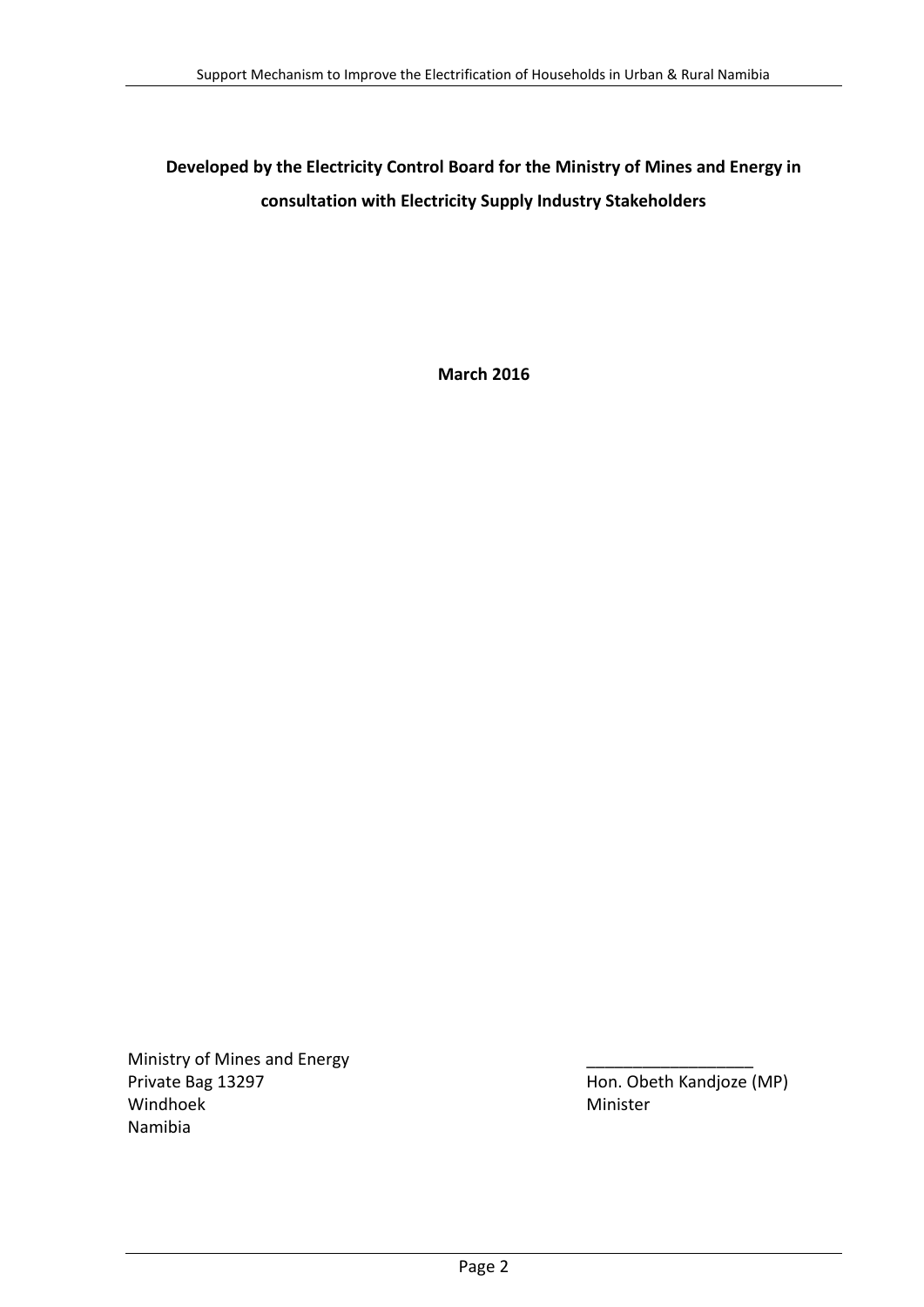**Developed by the Electricity Control Board for the Ministry of Mines and Energy in consultation with Electricity Supply Industry Stakeholders**

**March 2016**

Ministry of Mines and Energy
Private Bag 13297
Windhoek
Namibia

__________________
Hon. Obeth Kandjoze (MP)
Minister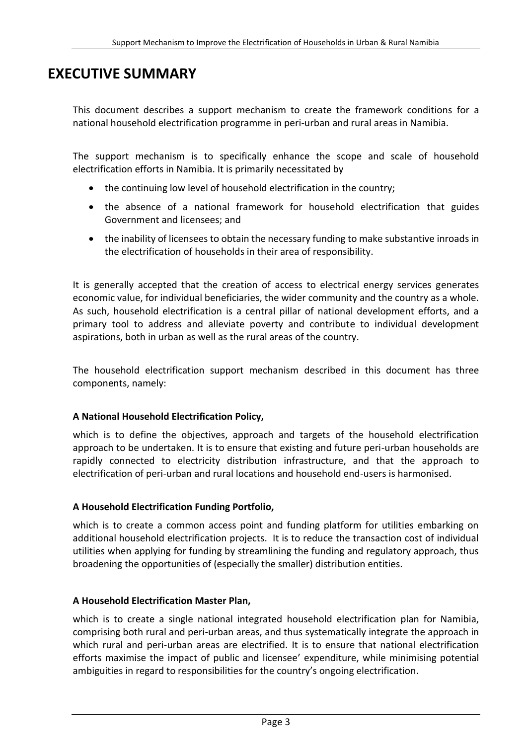# EXECUTIVE SUMMARY

This document describes a support mechanism to create the framework conditions for a national household electrification programme in peri-urban and rural areas in Namibia.

The support mechanism is to specifically enhance the scope and scale of household electrification efforts in Namibia. It is primarily necessitated by

- the continuing low level of household electrification in the country;
- the absence of a national framework for household electrification that guides Government and licensees; and
- the inability of licensees to obtain the necessary funding to make substantive inroads in the electrification of households in their area of responsibility.

It is generally accepted that the creation of access to electrical energy services generates economic value, for individual beneficiaries, the wider community and the country as a whole. As such, household electrification is a central pillar of national development efforts, and a primary tool to address and alleviate poverty and contribute to individual development aspirations, both in urban as well as the rural areas of the country.

The household electrification support mechanism described in this document has three components, namely:

**A National Household Electrification Policy,**

which is to define the objectives, approach and targets of the household electrification approach to be undertaken. It is to ensure that existing and future peri-urban households are rapidly connected to electricity distribution infrastructure, and that the approach to electrification of peri-urban and rural locations and household end-users is harmonised.

**A Household Electrification Funding Portfolio,**

which is to create a common access point and funding platform for utilities embarking on additional household electrification projects. It is to reduce the transaction cost of individual utilities when applying for funding by streamlining the funding and regulatory approach, thus broadening the opportunities of (especially the smaller) distribution entities.

**A Household Electrification Master Plan,**

which is to create a single national integrated household electrification plan for Namibia, comprising both rural and peri-urban areas, and thus systematically integrate the approach in which rural and peri-urban areas are electrified. It is to ensure that national electrification efforts maximise the impact of public and licensee' expenditure, while minimising potential ambiguities in regard to responsibilities for the country's ongoing electrification.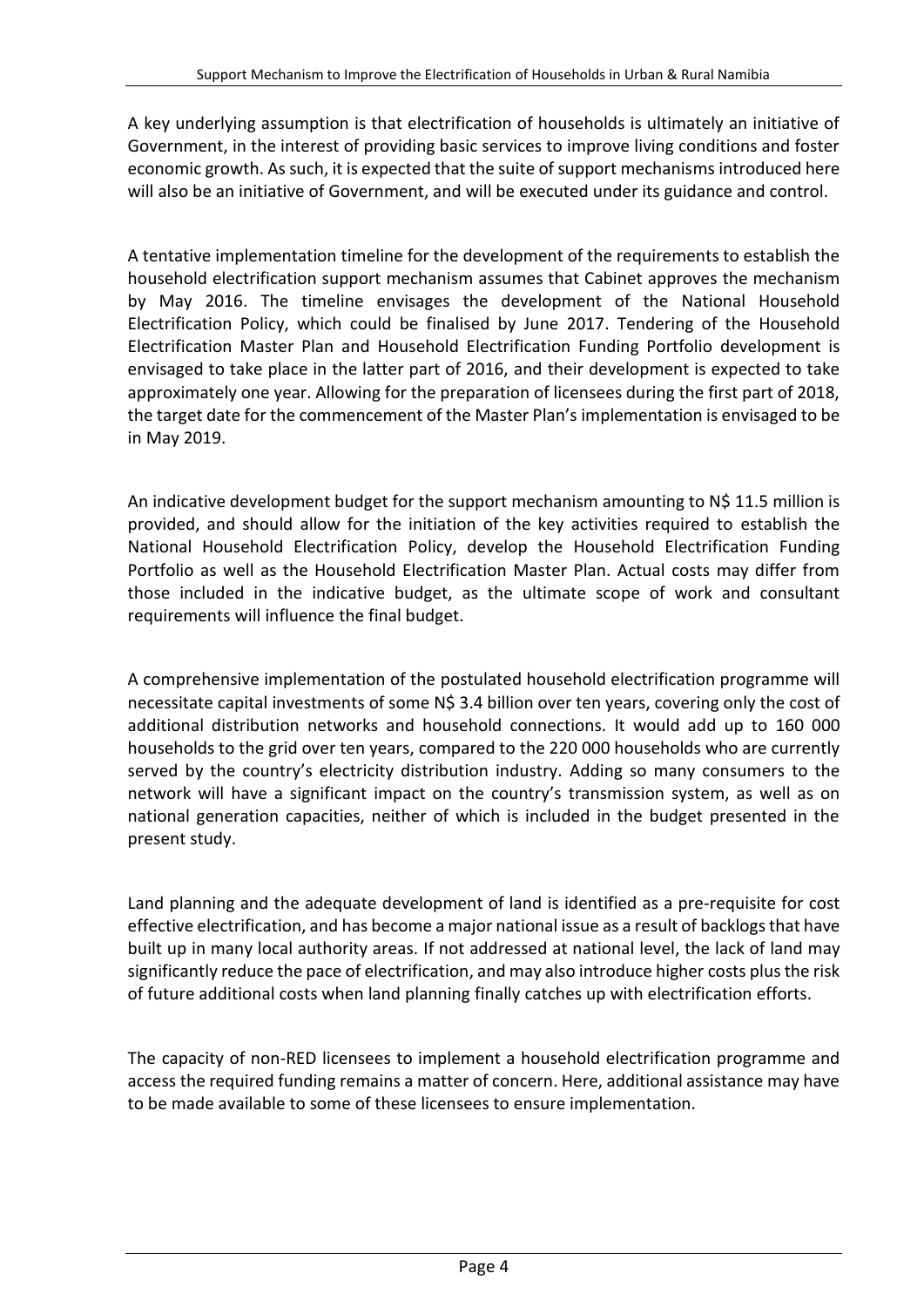A key underlying assumption is that electrification of households is ultimately an initiative of Government, in the interest of providing basic services to improve living conditions and foster economic growth. As such, it is expected that the suite of support mechanisms introduced here will also be an initiative of Government, and will be executed under its guidance and control.

A tentative implementation timeline for the development of the requirements to establish the household electrification support mechanism assumes that Cabinet approves the mechanism by May 2016. The timeline envisages the development of the National Household Electrification Policy, which could be finalised by June 2017. Tendering of the Household Electrification Master Plan and Household Electrification Funding Portfolio development is envisaged to take place in the latter part of 2016, and their development is expected to take approximately one year. Allowing for the preparation of licensees during the first part of 2018, the target date for the commencement of the Master Plan's implementation is envisaged to be in May 2019.

An indicative development budget for the support mechanism amounting to N$ 11.5 million is provided, and should allow for the initiation of the key activities required to establish the National Household Electrification Policy, develop the Household Electrification Funding Portfolio as well as the Household Electrification Master Plan. Actual costs may differ from those included in the indicative budget, as the ultimate scope of work and consultant requirements will influence the final budget.

A comprehensive implementation of the postulated household electrification programme will necessitate capital investments of some N$ 3.4 billion over ten years, covering only the cost of additional distribution networks and household connections. It would add up to 160 000 households to the grid over ten years, compared to the 220 000 households who are currently served by the country's electricity distribution industry. Adding so many consumers to the network will have a significant impact on the country's transmission system, as well as on national generation capacities, neither of which is included in the budget presented in the present study.

Land planning and the adequate development of land is identified as a pre-requisite for cost effective electrification, and has become a major national issue as a result of backlogs that have built up in many local authority areas. If not addressed at national level, the lack of land may significantly reduce the pace of electrification, and may also introduce higher costs plus the risk of future additional costs when land planning finally catches up with electrification efforts.

The capacity of non-RED licensees to implement a household electrification programme and access the required funding remains a matter of concern. Here, additional assistance may have to be made available to some of these licensees to ensure implementation.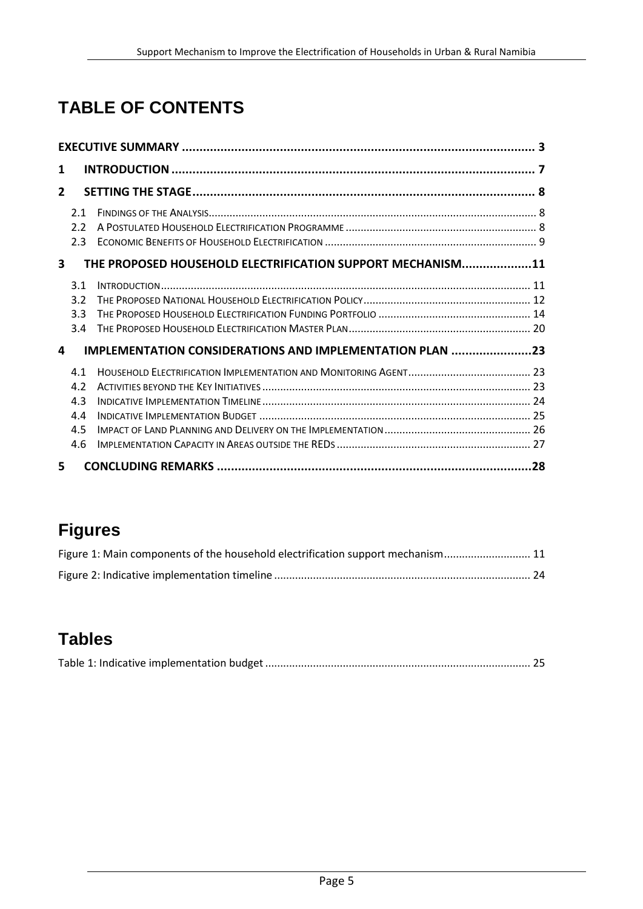# TABLE OF CONTENTS

**EXECUTIVE SUMMARY** ..... **3**

**1 INTRODUCTION** ..... **7**

**2 SETTING THE STAGE** ..... **8**

- 2.1 FINDINGS OF THE ANALYSIS ..... 8
- 2.2 A POSTULATED HOUSEHOLD ELECTRIFICATION PROGRAMME ..... 8
- 2.3 ECONOMIC BENEFITS OF HOUSEHOLD ELECTRIFICATION ..... 9

**3 THE PROPOSED HOUSEHOLD ELECTRIFICATION SUPPORT MECHANISM** ..... **11**

- 3.1 INTRODUCTION ..... 11
- 3.2 THE PROPOSED NATIONAL HOUSEHOLD ELECTRIFICATION POLICY ..... 12
- 3.3 THE PROPOSED HOUSEHOLD ELECTRIFICATION FUNDING PORTFOLIO ..... 14
- 3.4 THE PROPOSED HOUSEHOLD ELECTRIFICATION MASTER PLAN ..... 20

**4 IMPLEMENTATION CONSIDERATIONS AND IMPLEMENTATION PLAN** ..... **23**

- 4.1 HOUSEHOLD ELECTRIFICATION IMPLEMENTATION AND MONITORING AGENT ..... 23
- 4.2 ACTIVITIES BEYOND THE KEY INITIATIVES ..... 23
- 4.3 INDICATIVE IMPLEMENTATION TIMELINE ..... 24
- 4.4 INDICATIVE IMPLEMENTATION BUDGET ..... 25
- 4.5 IMPACT OF LAND PLANNING AND DELIVERY ON THE IMPLEMENTATION ..... 26
- 4.6 IMPLEMENTATION CAPACITY IN AREAS OUTSIDE THE REDS ..... 27

**5 CONCLUDING REMARKS** ..... **28**

## Figures

Figure 1: Main components of the household electrification support mechanism ..... 11

Figure 2: Indicative implementation timeline ..... 24

## Tables

Table 1: Indicative implementation budget ..... 25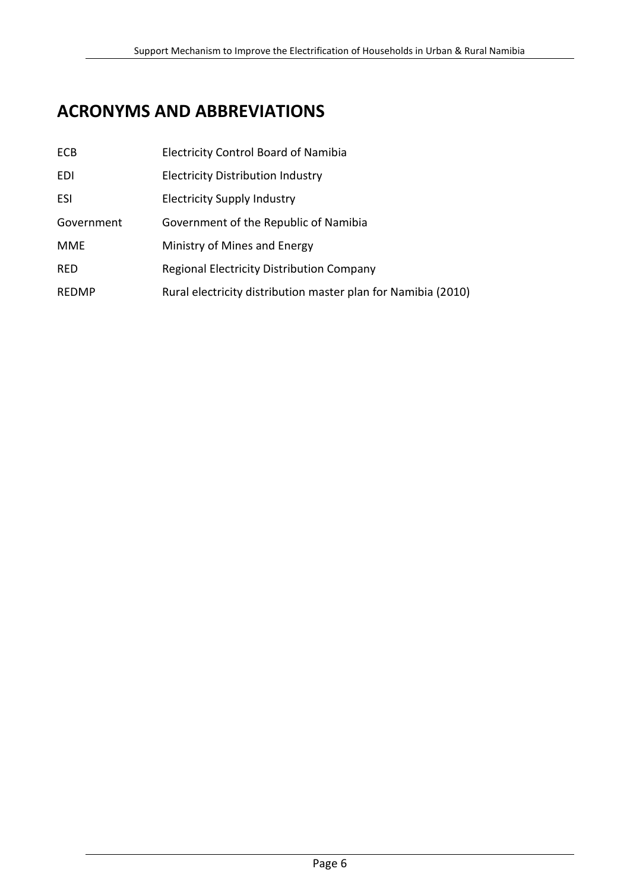# ACRONYMS AND ABBREVIATIONS

| | |
|---|---|
| ECB | Electricity Control Board of Namibia |
| EDI | Electricity Distribution Industry |
| ESI | Electricity Supply Industry |
| Government | Government of the Republic of Namibia |
| MME | Ministry of Mines and Energy |
| RED | Regional Electricity Distribution Company |
| REDMP | Rural electricity distribution master plan for Namibia (2010) |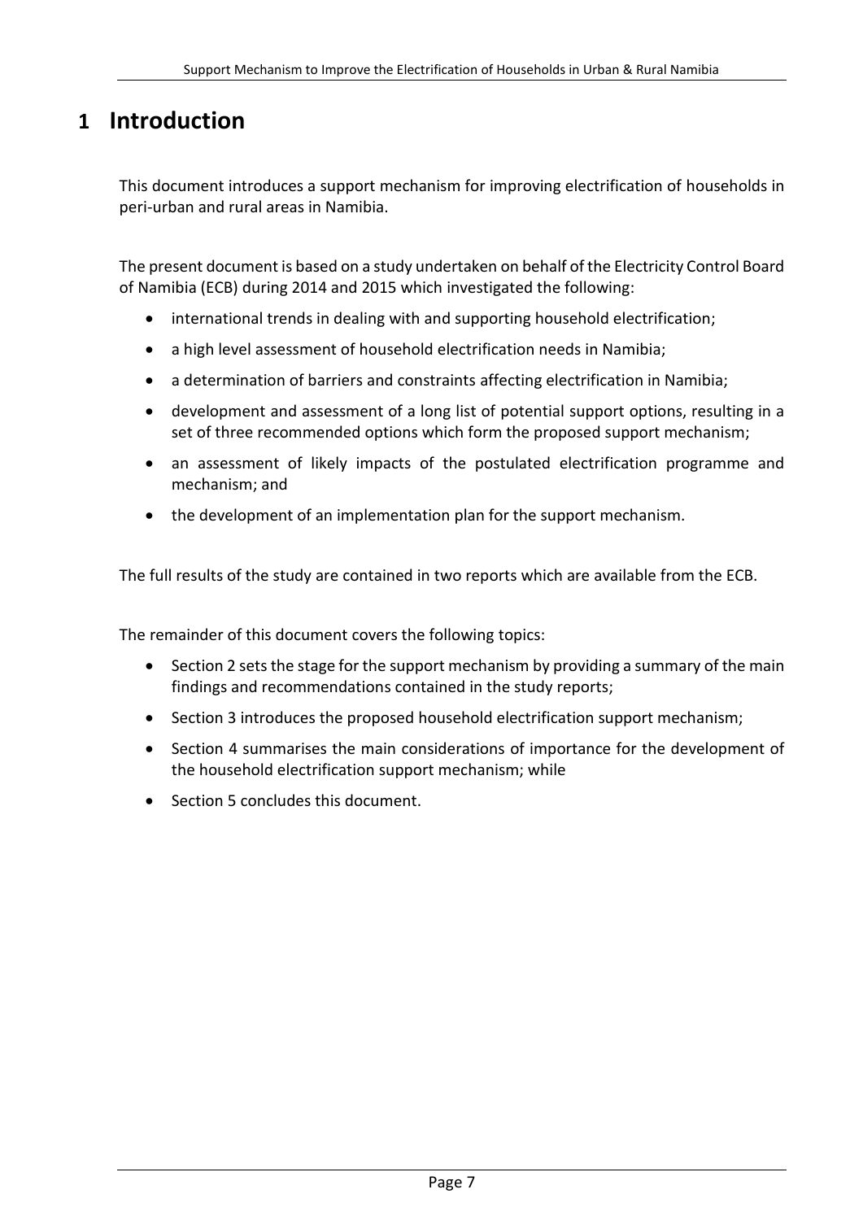# 1 Introduction

This document introduces a support mechanism for improving electrification of households in peri-urban and rural areas in Namibia.

The present document is based on a study undertaken on behalf of the Electricity Control Board of Namibia (ECB) during 2014 and 2015 which investigated the following:

- international trends in dealing with and supporting household electrification;
- a high level assessment of household electrification needs in Namibia;
- a determination of barriers and constraints affecting electrification in Namibia;
- development and assessment of a long list of potential support options, resulting in a set of three recommended options which form the proposed support mechanism;
- an assessment of likely impacts of the postulated electrification programme and mechanism; and
- the development of an implementation plan for the support mechanism.

The full results of the study are contained in two reports which are available from the ECB.

The remainder of this document covers the following topics:

- Section 2 sets the stage for the support mechanism by providing a summary of the main findings and recommendations contained in the study reports;
- Section 3 introduces the proposed household electrification support mechanism;
- Section 4 summarises the main considerations of importance for the development of the household electrification support mechanism; while
- Section 5 concludes this document.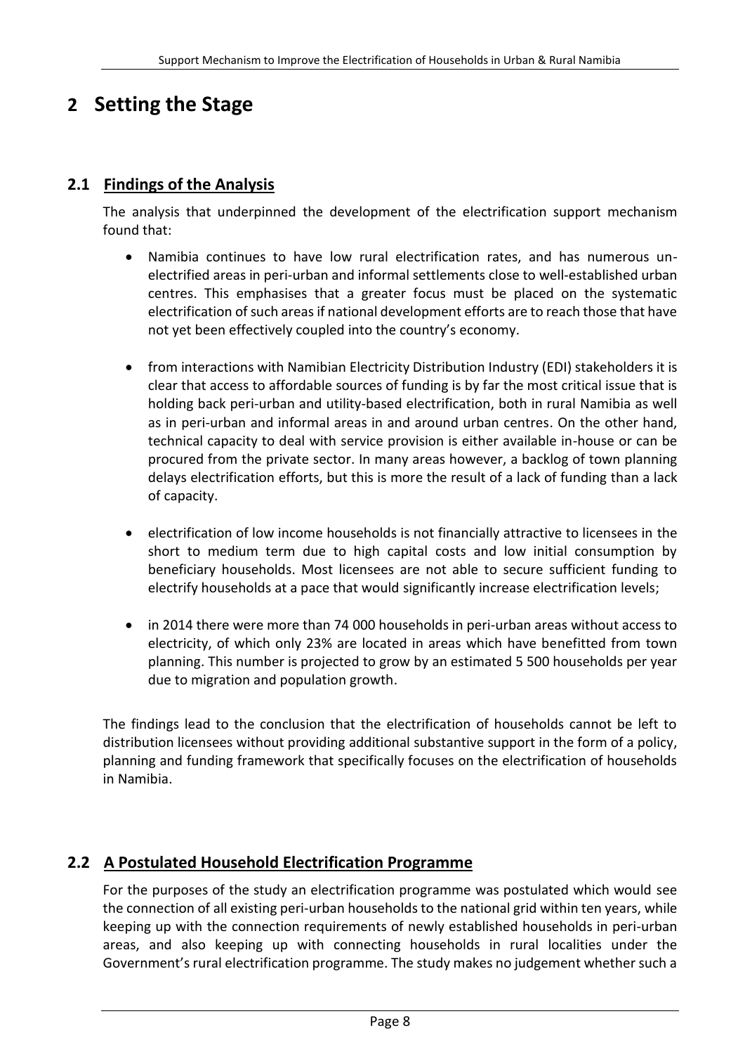# 2 Setting the Stage

## 2.1 Findings of the Analysis

The analysis that underpinned the development of the electrification support mechanism found that:

- Namibia continues to have low rural electrification rates, and has numerous un-electrified areas in peri-urban and informal settlements close to well-established urban centres. This emphasises that a greater focus must be placed on the systematic electrification of such areas if national development efforts are to reach those that have not yet been effectively coupled into the country's economy.

- from interactions with Namibian Electricity Distribution Industry (EDI) stakeholders it is clear that access to affordable sources of funding is by far the most critical issue that is holding back peri-urban and utility-based electrification, both in rural Namibia as well as in peri-urban and informal areas in and around urban centres. On the other hand, technical capacity to deal with service provision is either available in-house or can be procured from the private sector. In many areas however, a backlog of town planning delays electrification efforts, but this is more the result of a lack of funding than a lack of capacity.

- electrification of low income households is not financially attractive to licensees in the short to medium term due to high capital costs and low initial consumption by beneficiary households. Most licensees are not able to secure sufficient funding to electrify households at a pace that would significantly increase electrification levels;

- in 2014 there were more than 74 000 households in peri-urban areas without access to electricity, of which only 23% are located in areas which have benefitted from town planning. This number is projected to grow by an estimated 5 500 households per year due to migration and population growth.

The findings lead to the conclusion that the electrification of households cannot be left to distribution licensees without providing additional substantive support in the form of a policy, planning and funding framework that specifically focuses on the electrification of households in Namibia.

## 2.2 A Postulated Household Electrification Programme

For the purposes of the study an electrification programme was postulated which would see the connection of all existing peri-urban households to the national grid within ten years, while keeping up with the connection requirements of newly established households in peri-urban areas, and also keeping up with connecting households in rural localities under the Government's rural electrification programme. The study makes no judgement whether such a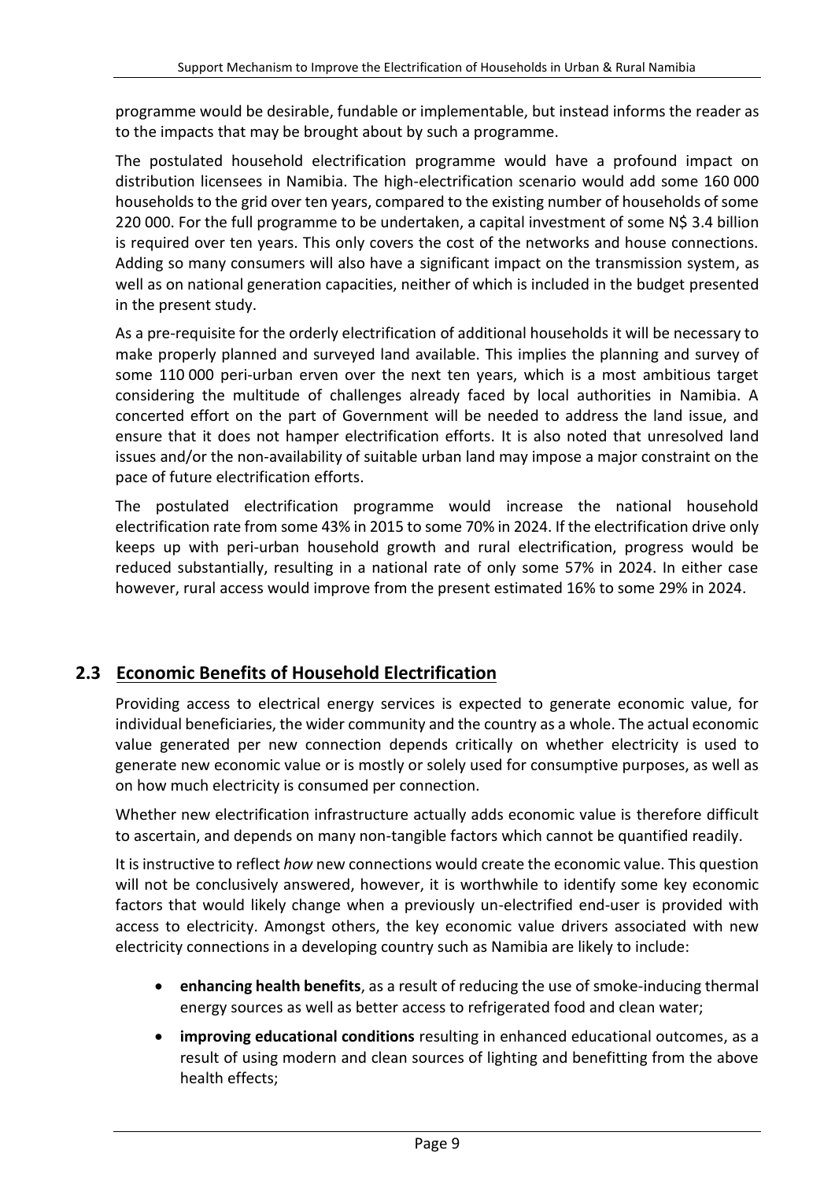programme would be desirable, fundable or implementable, but instead informs the reader as to the impacts that may be brought about by such a programme.

The postulated household electrification programme would have a profound impact on distribution licensees in Namibia. The high-electrification scenario would add some 160 000 households to the grid over ten years, compared to the existing number of households of some 220 000. For the full programme to be undertaken, a capital investment of some N$ 3.4 billion is required over ten years. This only covers the cost of the networks and house connections. Adding so many consumers will also have a significant impact on the transmission system, as well as on national generation capacities, neither of which is included in the budget presented in the present study.

As a pre-requisite for the orderly electrification of additional households it will be necessary to make properly planned and surveyed land available. This implies the planning and survey of some 110 000 peri-urban erven over the next ten years, which is a most ambitious target considering the multitude of challenges already faced by local authorities in Namibia. A concerted effort on the part of Government will be needed to address the land issue, and ensure that it does not hamper electrification efforts. It is also noted that unresolved land issues and/or the non-availability of suitable urban land may impose a major constraint on the pace of future electrification efforts.

The postulated electrification programme would increase the national household electrification rate from some 43% in 2015 to some 70% in 2024. If the electrification drive only keeps up with peri-urban household growth and rural electrification, progress would be reduced substantially, resulting in a national rate of only some 57% in 2024. In either case however, rural access would improve from the present estimated 16% to some 29% in 2024.

## 2.3 Economic Benefits of Household Electrification

Providing access to electrical energy services is expected to generate economic value, for individual beneficiaries, the wider community and the country as a whole. The actual economic value generated per new connection depends critically on whether electricity is used to generate new economic value or is mostly or solely used for consumptive purposes, as well as on how much electricity is consumed per connection.

Whether new electrification infrastructure actually adds economic value is therefore difficult to ascertain, and depends on many non-tangible factors which cannot be quantified readily.

It is instructive to reflect *how* new connections would create the economic value. This question will not be conclusively answered, however, it is worthwhile to identify some key economic factors that would likely change when a previously un-electrified end-user is provided with access to electricity. Amongst others, the key economic value drivers associated with new electricity connections in a developing country such as Namibia are likely to include:

- **enhancing health benefits**, as a result of reducing the use of smoke-inducing thermal energy sources as well as better access to refrigerated food and clean water;
- **improving educational conditions** resulting in enhanced educational outcomes, as a result of using modern and clean sources of lighting and benefitting from the above health effects;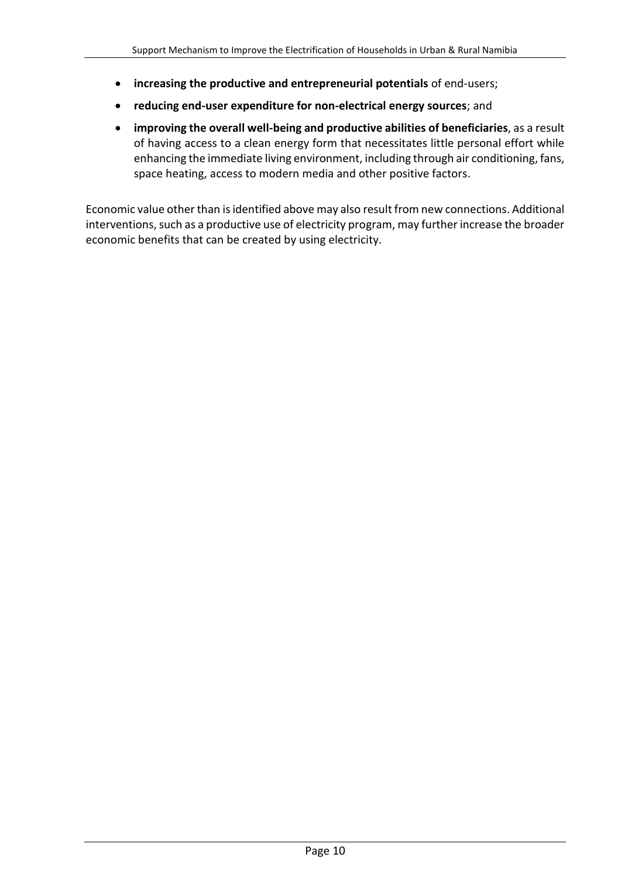- **increasing the productive and entrepreneurial potentials** of end-users;
- **reducing end-user expenditure for non-electrical energy sources**; and
- **improving the overall well-being and productive abilities of beneficiaries**, as a result of having access to a clean energy form that necessitates little personal effort while enhancing the immediate living environment, including through air conditioning, fans, space heating, access to modern media and other positive factors.

Economic value other than is identified above may also result from new connections. Additional interventions, such as a productive use of electricity program, may further increase the broader economic benefits that can be created by using electricity.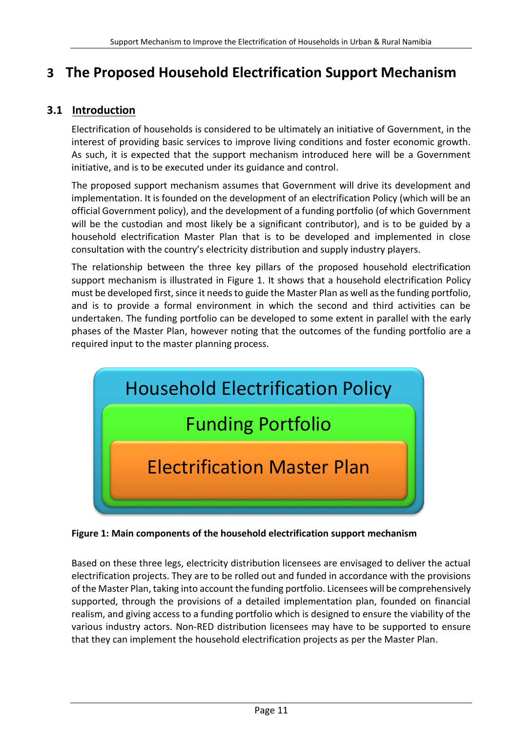# 3 The Proposed Household Electrification Support Mechanism

## 3.1 Introduction

Electrification of households is considered to be ultimately an initiative of Government, in the interest of providing basic services to improve living conditions and foster economic growth. As such, it is expected that the support mechanism introduced here will be a Government initiative, and is to be executed under its guidance and control.

The proposed support mechanism assumes that Government will drive its development and implementation. It is founded on the development of an electrification Policy (which will be an official Government policy), and the development of a funding portfolio (of which Government will be the custodian and most likely be a significant contributor), and is to be guided by a household electrification Master Plan that is to be developed and implemented in close consultation with the country's electricity distribution and supply industry players.

The relationship between the three key pillars of the proposed household electrification support mechanism is illustrated in Figure 1. It shows that a household electrification Policy must be developed first, since it needs to guide the Master Plan as well as the funding portfolio, and is to provide a formal environment in which the second and third activities can be undertaken. The funding portfolio can be developed to some extent in parallel with the early phases of the Master Plan, however noting that the outcomes of the funding portfolio are a required input to the master planning process.

Household Electrification Policy

Funding Portfolio

Electrification Master Plan

**Figure 1: Main components of the household electrification support mechanism**

Based on these three legs, electricity distribution licensees are envisaged to deliver the actual electrification projects. They are to be rolled out and funded in accordance with the provisions of the Master Plan, taking into account the funding portfolio. Licensees will be comprehensively supported, through the provisions of a detailed implementation plan, founded on financial realism, and giving access to a funding portfolio which is designed to ensure the viability of the various industry actors. Non-RED distribution licensees may have to be supported to ensure that they can implement the household electrification projects as per the Master Plan.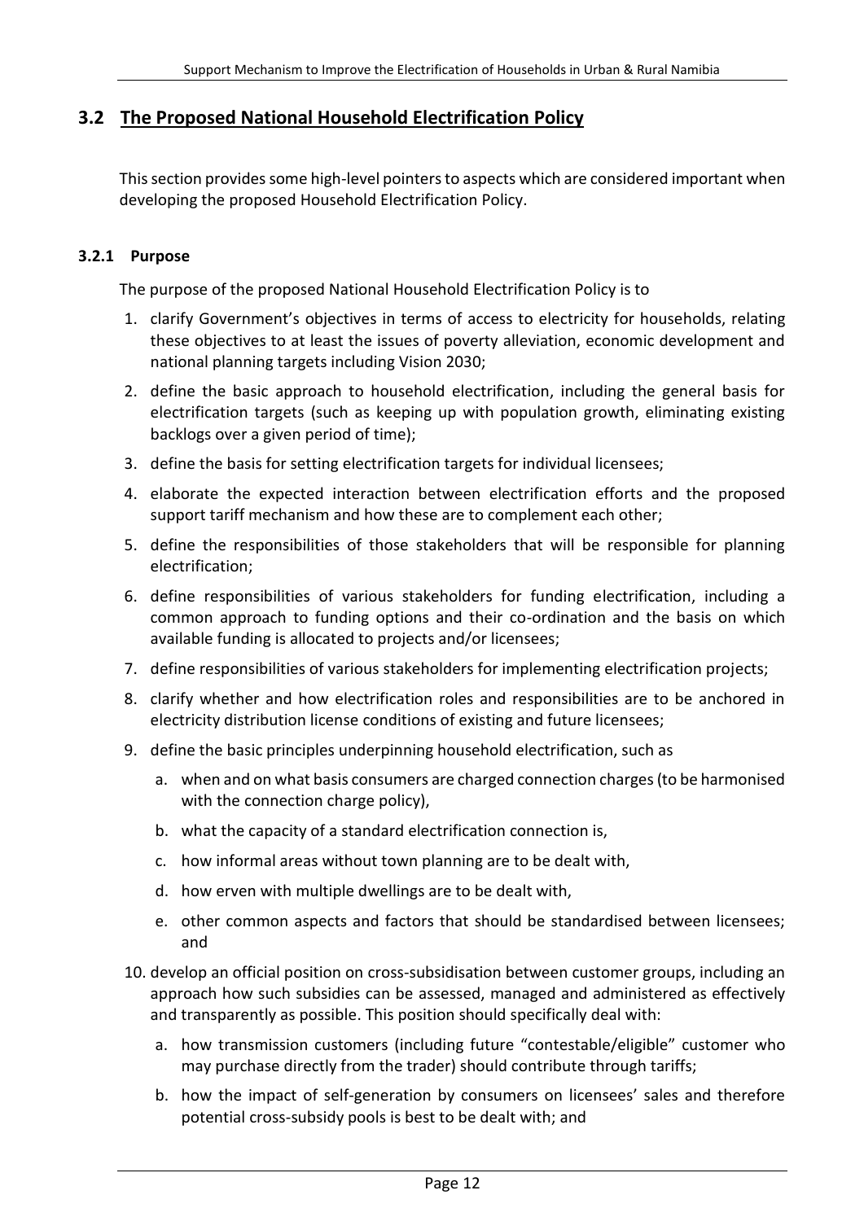## 3.2 The Proposed National Household Electrification Policy

This section provides some high-level pointers to aspects which are considered important when developing the proposed Household Electrification Policy.

### 3.2.1 Purpose

The purpose of the proposed National Household Electrification Policy is to

1. clarify Government's objectives in terms of access to electricity for households, relating these objectives to at least the issues of poverty alleviation, economic development and national planning targets including Vision 2030;
2. define the basic approach to household electrification, including the general basis for electrification targets (such as keeping up with population growth, eliminating existing backlogs over a given period of time);
3. define the basis for setting electrification targets for individual licensees;
4. elaborate the expected interaction between electrification efforts and the proposed support tariff mechanism and how these are to complement each other;
5. define the responsibilities of those stakeholders that will be responsible for planning electrification;
6. define responsibilities of various stakeholders for funding electrification, including a common approach to funding options and their co-ordination and the basis on which available funding is allocated to projects and/or licensees;
7. define responsibilities of various stakeholders for implementing electrification projects;
8. clarify whether and how electrification roles and responsibilities are to be anchored in electricity distribution license conditions of existing and future licensees;
9. define the basic principles underpinning household electrification, such as
   a. when and on what basis consumers are charged connection charges (to be harmonised with the connection charge policy),
   b. what the capacity of a standard electrification connection is,
   c. how informal areas without town planning are to be dealt with,
   d. how erven with multiple dwellings are to be dealt with,
   e. other common aspects and factors that should be standardised between licensees; and
10. develop an official position on cross-subsidisation between customer groups, including an approach how such subsidies can be assessed, managed and administered as effectively and transparently as possible. This position should specifically deal with:
    a. how transmission customers (including future "contestable/eligible" customer who may purchase directly from the trader) should contribute through tariffs;
    b. how the impact of self-generation by consumers on licensees' sales and therefore potential cross-subsidy pools is best to be dealt with; and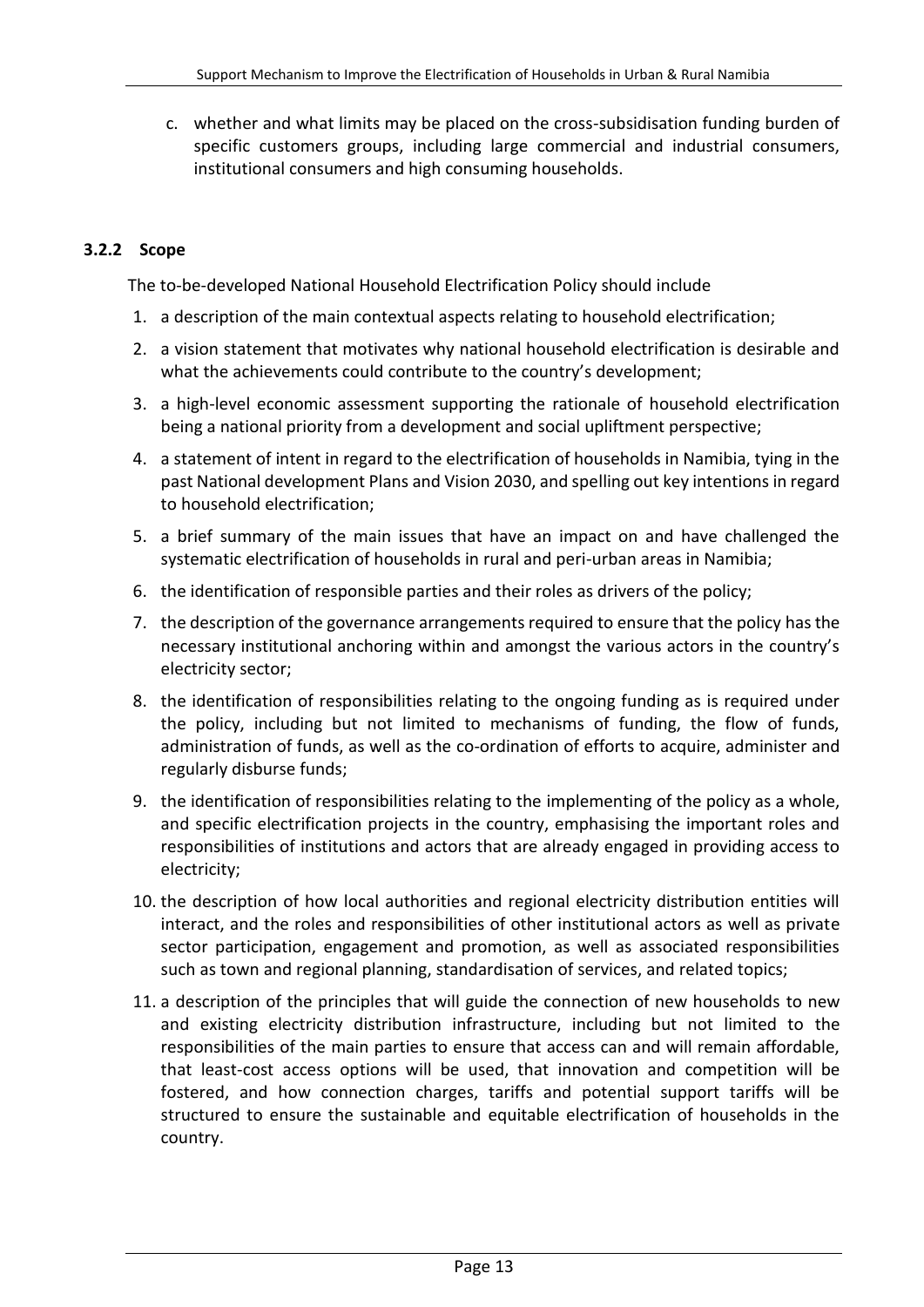c. whether and what limits may be placed on the cross-subsidisation funding burden of specific customers groups, including large commercial and industrial consumers, institutional consumers and high consuming households.

### 3.2.2 Scope

The to-be-developed National Household Electrification Policy should include

1. a description of the main contextual aspects relating to household electrification;
2. a vision statement that motivates why national household electrification is desirable and what the achievements could contribute to the country's development;
3. a high-level economic assessment supporting the rationale of household electrification being a national priority from a development and social upliftment perspective;
4. a statement of intent in regard to the electrification of households in Namibia, tying in the past National development Plans and Vision 2030, and spelling out key intentions in regard to household electrification;
5. a brief summary of the main issues that have an impact on and have challenged the systematic electrification of households in rural and peri-urban areas in Namibia;
6. the identification of responsible parties and their roles as drivers of the policy;
7. the description of the governance arrangements required to ensure that the policy has the necessary institutional anchoring within and amongst the various actors in the country's electricity sector;
8. the identification of responsibilities relating to the ongoing funding as is required under the policy, including but not limited to mechanisms of funding, the flow of funds, administration of funds, as well as the co-ordination of efforts to acquire, administer and regularly disburse funds;
9. the identification of responsibilities relating to the implementing of the policy as a whole, and specific electrification projects in the country, emphasising the important roles and responsibilities of institutions and actors that are already engaged in providing access to electricity;
10. the description of how local authorities and regional electricity distribution entities will interact, and the roles and responsibilities of other institutional actors as well as private sector participation, engagement and promotion, as well as associated responsibilities such as town and regional planning, standardisation of services, and related topics;
11. a description of the principles that will guide the connection of new households to new and existing electricity distribution infrastructure, including but not limited to the responsibilities of the main parties to ensure that access can and will remain affordable, that least-cost access options will be used, that innovation and competition will be fostered, and how connection charges, tariffs and potential support tariffs will be structured to ensure the sustainable and equitable electrification of households in the country.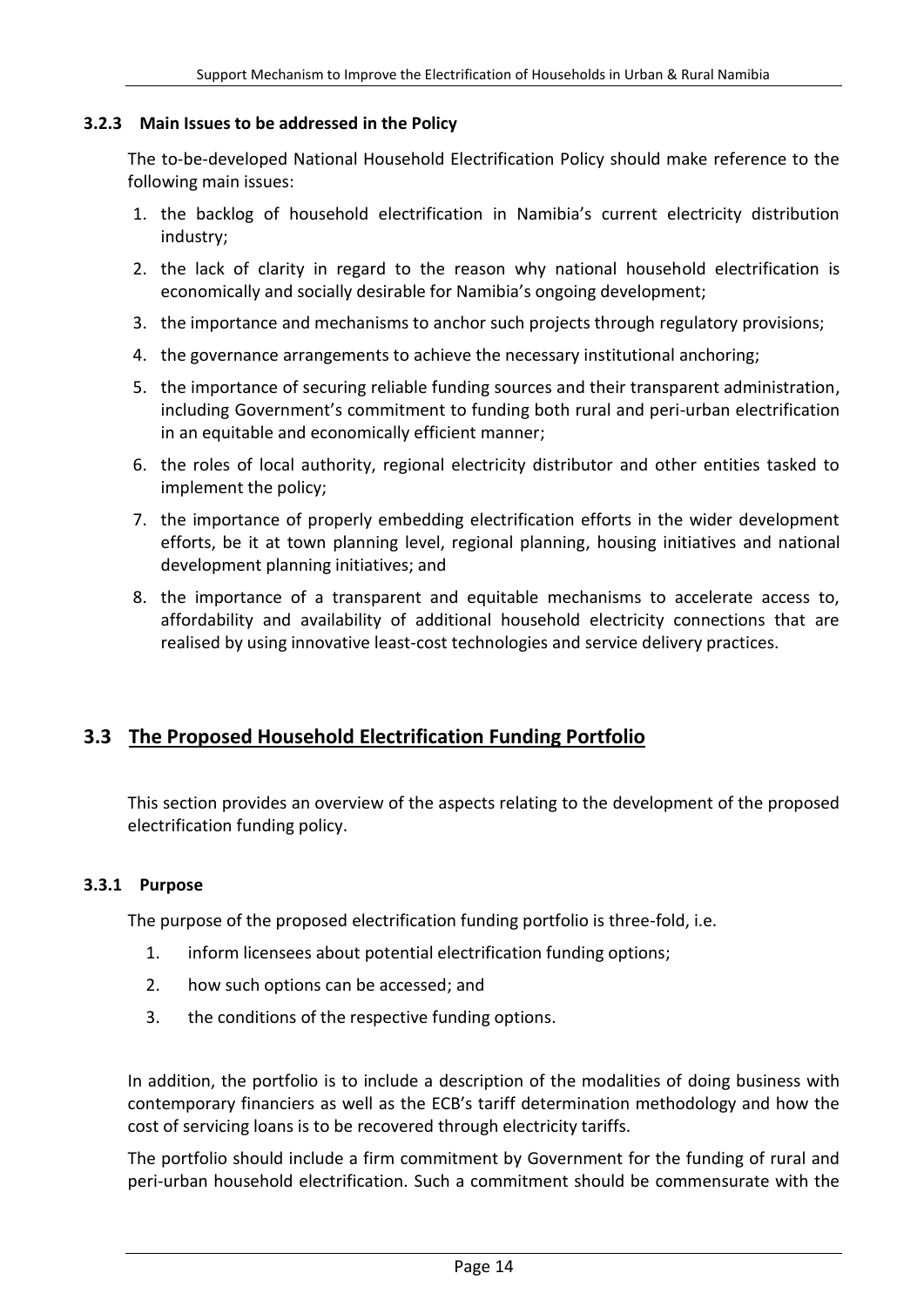### 3.2.3 Main Issues to be addressed in the Policy

The to-be-developed National Household Electrification Policy should make reference to the following main issues:

1. the backlog of household electrification in Namibia's current electricity distribution industry;
2. the lack of clarity in regard to the reason why national household electrification is economically and socially desirable for Namibia's ongoing development;
3. the importance and mechanisms to anchor such projects through regulatory provisions;
4. the governance arrangements to achieve the necessary institutional anchoring;
5. the importance of securing reliable funding sources and their transparent administration, including Government's commitment to funding both rural and peri-urban electrification in an equitable and economically efficient manner;
6. the roles of local authority, regional electricity distributor and other entities tasked to implement the policy;
7. the importance of properly embedding electrification efforts in the wider development efforts, be it at town planning level, regional planning, housing initiatives and national development planning initiatives; and
8. the importance of a transparent and equitable mechanisms to accelerate access to, affordability and availability of additional household electricity connections that are realised by using innovative least-cost technologies and service delivery practices.

## 3.3 The Proposed Household Electrification Funding Portfolio

This section provides an overview of the aspects relating to the development of the proposed electrification funding policy.

### 3.3.1 Purpose

The purpose of the proposed electrification funding portfolio is three-fold, i.e.

1. inform licensees about potential electrification funding options;
2. how such options can be accessed; and
3. the conditions of the respective funding options.

In addition, the portfolio is to include a description of the modalities of doing business with contemporary financiers as well as the ECB's tariff determination methodology and how the cost of servicing loans is to be recovered through electricity tariffs.

The portfolio should include a firm commitment by Government for the funding of rural and peri-urban household electrification. Such a commitment should be commensurate with the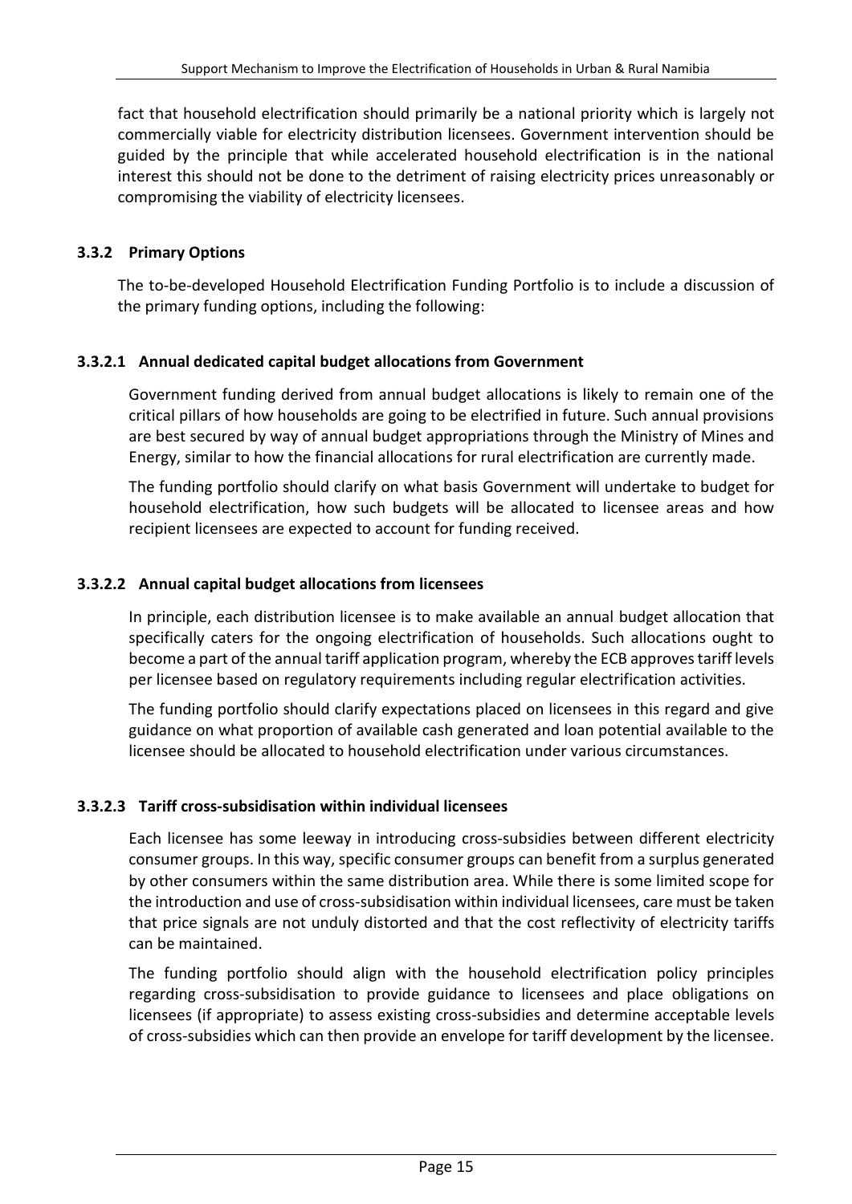fact that household electrification should primarily be a national priority which is largely not commercially viable for electricity distribution licensees. Government intervention should be guided by the principle that while accelerated household electrification is in the national interest this should not be done to the detriment of raising electricity prices unreasonably or compromising the viability of electricity licensees.

### 3.3.2 Primary Options

The to-be-developed Household Electrification Funding Portfolio is to include a discussion of the primary funding options, including the following:

#### 3.3.2.1 Annual dedicated capital budget allocations from Government

Government funding derived from annual budget allocations is likely to remain one of the critical pillars of how households are going to be electrified in future. Such annual provisions are best secured by way of annual budget appropriations through the Ministry of Mines and Energy, similar to how the financial allocations for rural electrification are currently made.

The funding portfolio should clarify on what basis Government will undertake to budget for household electrification, how such budgets will be allocated to licensee areas and how recipient licensees are expected to account for funding received.

#### 3.3.2.2 Annual capital budget allocations from licensees

In principle, each distribution licensee is to make available an annual budget allocation that specifically caters for the ongoing electrification of households. Such allocations ought to become a part of the annual tariff application program, whereby the ECB approves tariff levels per licensee based on regulatory requirements including regular electrification activities.

The funding portfolio should clarify expectations placed on licensees in this regard and give guidance on what proportion of available cash generated and loan potential available to the licensee should be allocated to household electrification under various circumstances.

#### 3.3.2.3 Tariff cross-subsidisation within individual licensees

Each licensee has some leeway in introducing cross-subsidies between different electricity consumer groups. In this way, specific consumer groups can benefit from a surplus generated by other consumers within the same distribution area. While there is some limited scope for the introduction and use of cross-subsidisation within individual licensees, care must be taken that price signals are not unduly distorted and that the cost reflectivity of electricity tariffs can be maintained.

The funding portfolio should align with the household electrification policy principles regarding cross-subsidisation to provide guidance to licensees and place obligations on licensees (if appropriate) to assess existing cross-subsidies and determine acceptable levels of cross-subsidies which can then provide an envelope for tariff development by the licensee.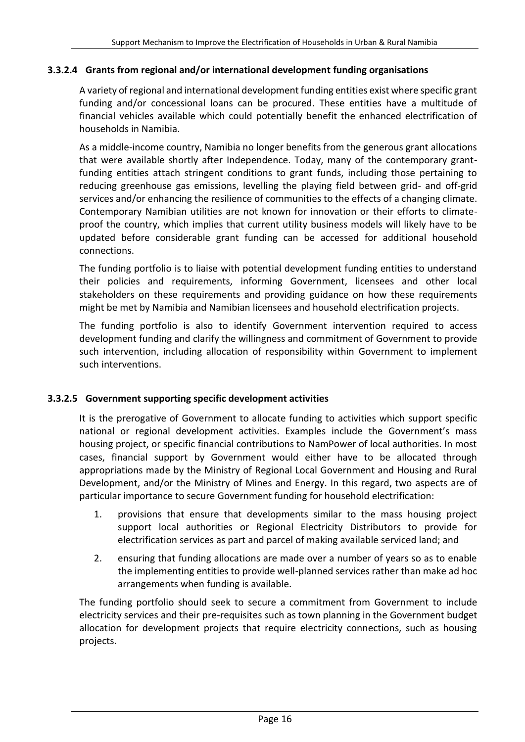#### 3.3.2.4 Grants from regional and/or international development funding organisations

A variety of regional and international development funding entities exist where specific grant funding and/or concessional loans can be procured. These entities have a multitude of financial vehicles available which could potentially benefit the enhanced electrification of households in Namibia.

As a middle-income country, Namibia no longer benefits from the generous grant allocations that were available shortly after Independence. Today, many of the contemporary grant-funding entities attach stringent conditions to grant funds, including those pertaining to reducing greenhouse gas emissions, levelling the playing field between grid- and off-grid services and/or enhancing the resilience of communities to the effects of a changing climate. Contemporary Namibian utilities are not known for innovation or their efforts to climate-proof the country, which implies that current utility business models will likely have to be updated before considerable grant funding can be accessed for additional household connections.

The funding portfolio is to liaise with potential development funding entities to understand their policies and requirements, informing Government, licensees and other local stakeholders on these requirements and providing guidance on how these requirements might be met by Namibia and Namibian licensees and household electrification projects.

The funding portfolio is also to identify Government intervention required to access development funding and clarify the willingness and commitment of Government to provide such intervention, including allocation of responsibility within Government to implement such interventions.

#### 3.3.2.5 Government supporting specific development activities

It is the prerogative of Government to allocate funding to activities which support specific national or regional development activities. Examples include the Government's mass housing project, or specific financial contributions to NamPower of local authorities. In most cases, financial support by Government would either have to be allocated through appropriations made by the Ministry of Regional Local Government and Housing and Rural Development, and/or the Ministry of Mines and Energy. In this regard, two aspects are of particular importance to secure Government funding for household electrification:

1. provisions that ensure that developments similar to the mass housing project support local authorities or Regional Electricity Distributors to provide for electrification services as part and parcel of making available serviced land; and
2. ensuring that funding allocations are made over a number of years so as to enable the implementing entities to provide well-planned services rather than make ad hoc arrangements when funding is available.

The funding portfolio should seek to secure a commitment from Government to include electricity services and their pre-requisites such as town planning in the Government budget allocation for development projects that require electricity connections, such as housing projects.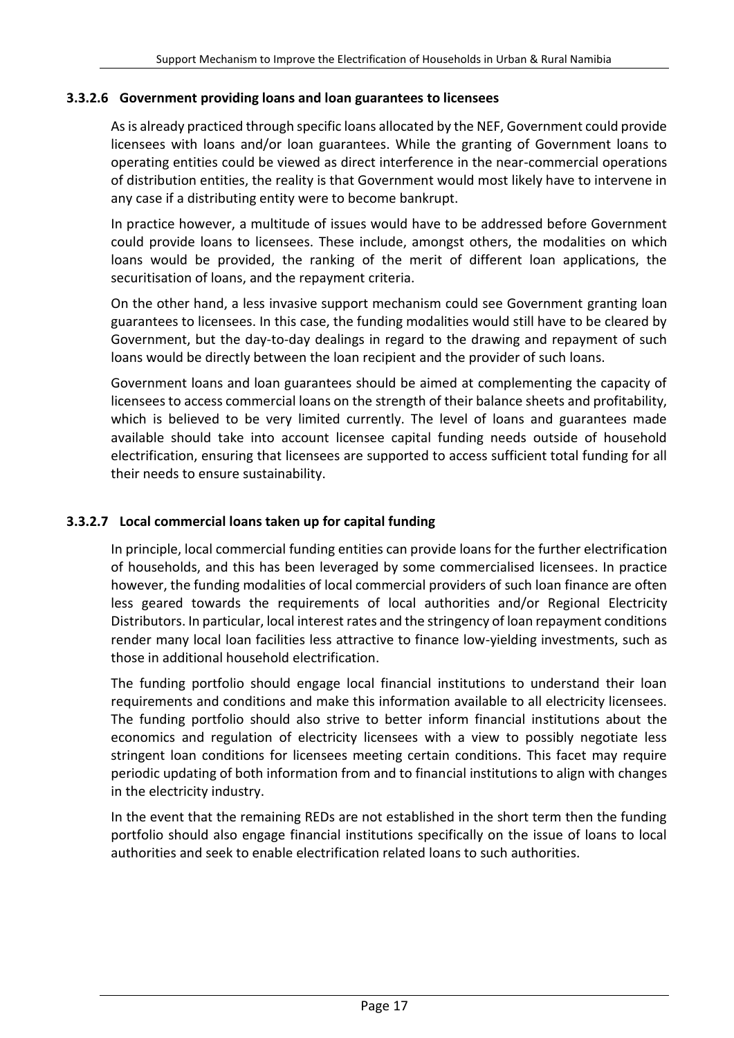#### 3.3.2.6 Government providing loans and loan guarantees to licensees

As is already practiced through specific loans allocated by the NEF, Government could provide licensees with loans and/or loan guarantees. While the granting of Government loans to operating entities could be viewed as direct interference in the near-commercial operations of distribution entities, the reality is that Government would most likely have to intervene in any case if a distributing entity were to become bankrupt.

In practice however, a multitude of issues would have to be addressed before Government could provide loans to licensees. These include, amongst others, the modalities on which loans would be provided, the ranking of the merit of different loan applications, the securitisation of loans, and the repayment criteria.

On the other hand, a less invasive support mechanism could see Government granting loan guarantees to licensees. In this case, the funding modalities would still have to be cleared by Government, but the day-to-day dealings in regard to the drawing and repayment of such loans would be directly between the loan recipient and the provider of such loans.

Government loans and loan guarantees should be aimed at complementing the capacity of licensees to access commercial loans on the strength of their balance sheets and profitability, which is believed to be very limited currently. The level of loans and guarantees made available should take into account licensee capital funding needs outside of household electrification, ensuring that licensees are supported to access sufficient total funding for all their needs to ensure sustainability.

#### 3.3.2.7 Local commercial loans taken up for capital funding

In principle, local commercial funding entities can provide loans for the further electrification of households, and this has been leveraged by some commercialised licensees. In practice however, the funding modalities of local commercial providers of such loan finance are often less geared towards the requirements of local authorities and/or Regional Electricity Distributors. In particular, local interest rates and the stringency of loan repayment conditions render many local loan facilities less attractive to finance low-yielding investments, such as those in additional household electrification.

The funding portfolio should engage local financial institutions to understand their loan requirements and conditions and make this information available to all electricity licensees. The funding portfolio should also strive to better inform financial institutions about the economics and regulation of electricity licensees with a view to possibly negotiate less stringent loan conditions for licensees meeting certain conditions. This facet may require periodic updating of both information from and to financial institutions to align with changes in the electricity industry.

In the event that the remaining REDs are not established in the short term then the funding portfolio should also engage financial institutions specifically on the issue of loans to local authorities and seek to enable electrification related loans to such authorities.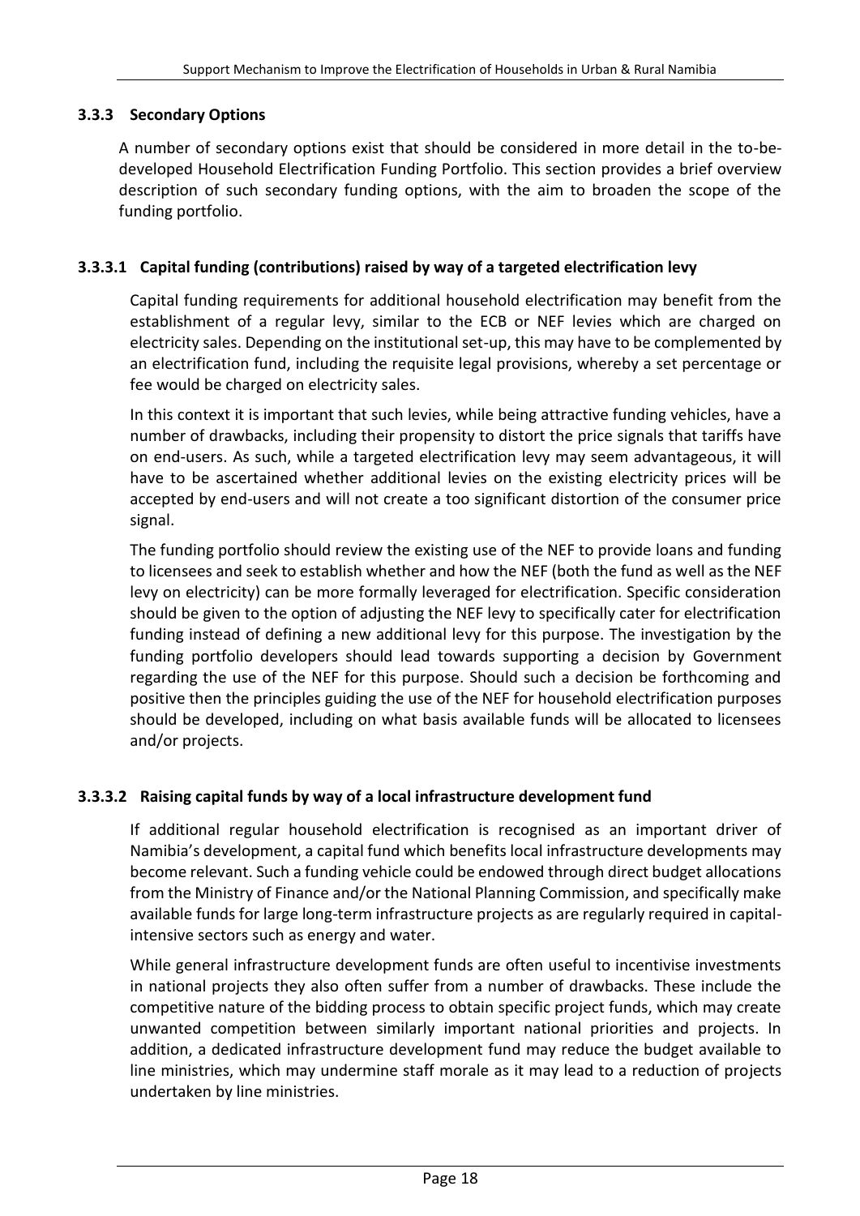### 3.3.3 Secondary Options

A number of secondary options exist that should be considered in more detail in the to-be-developed Household Electrification Funding Portfolio. This section provides a brief overview description of such secondary funding options, with the aim to broaden the scope of the funding portfolio.

#### 3.3.3.1 Capital funding (contributions) raised by way of a targeted electrification levy

Capital funding requirements for additional household electrification may benefit from the establishment of a regular levy, similar to the ECB or NEF levies which are charged on electricity sales. Depending on the institutional set-up, this may have to be complemented by an electrification fund, including the requisite legal provisions, whereby a set percentage or fee would be charged on electricity sales.

In this context it is important that such levies, while being attractive funding vehicles, have a number of drawbacks, including their propensity to distort the price signals that tariffs have on end-users. As such, while a targeted electrification levy may seem advantageous, it will have to be ascertained whether additional levies on the existing electricity prices will be accepted by end-users and will not create a too significant distortion of the consumer price signal.

The funding portfolio should review the existing use of the NEF to provide loans and funding to licensees and seek to establish whether and how the NEF (both the fund as well as the NEF levy on electricity) can be more formally leveraged for electrification. Specific consideration should be given to the option of adjusting the NEF levy to specifically cater for electrification funding instead of defining a new additional levy for this purpose. The investigation by the funding portfolio developers should lead towards supporting a decision by Government regarding the use of the NEF for this purpose. Should such a decision be forthcoming and positive then the principles guiding the use of the NEF for household electrification purposes should be developed, including on what basis available funds will be allocated to licensees and/or projects.

#### 3.3.3.2 Raising capital funds by way of a local infrastructure development fund

If additional regular household electrification is recognised as an important driver of Namibia's development, a capital fund which benefits local infrastructure developments may become relevant. Such a funding vehicle could be endowed through direct budget allocations from the Ministry of Finance and/or the National Planning Commission, and specifically make available funds for large long-term infrastructure projects as are regularly required in capital-intensive sectors such as energy and water.

While general infrastructure development funds are often useful to incentivise investments in national projects they also often suffer from a number of drawbacks. These include the competitive nature of the bidding process to obtain specific project funds, which may create unwanted competition between similarly important national priorities and projects. In addition, a dedicated infrastructure development fund may reduce the budget available to line ministries, which may undermine staff morale as it may lead to a reduction of projects undertaken by line ministries.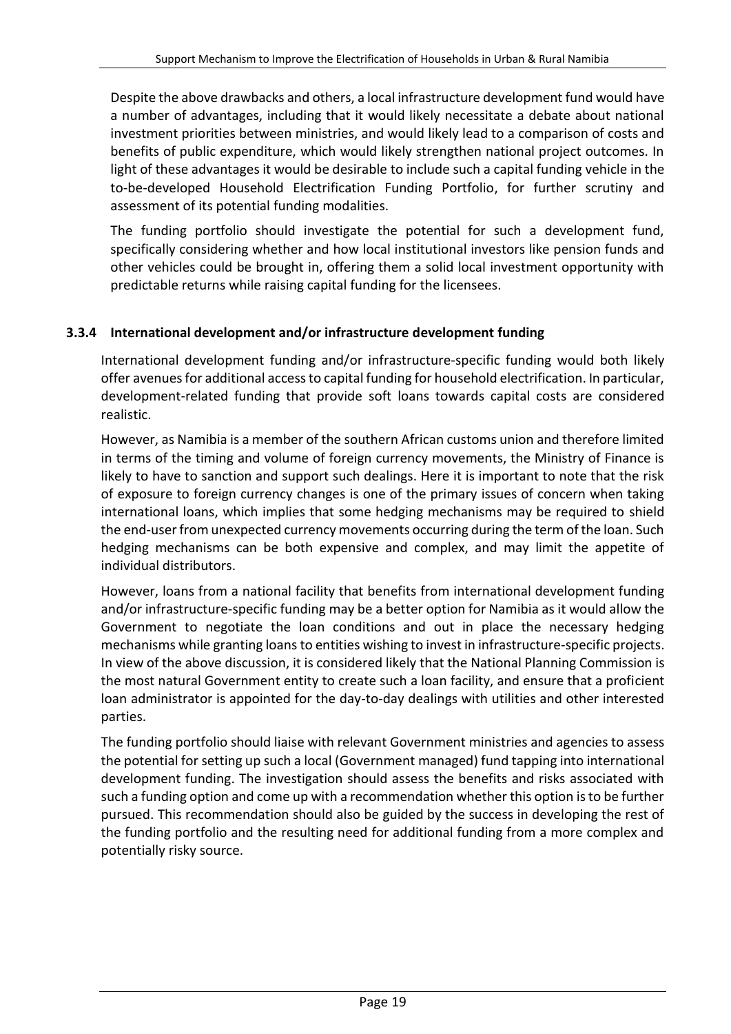Despite the above drawbacks and others, a local infrastructure development fund would have a number of advantages, including that it would likely necessitate a debate about national investment priorities between ministries, and would likely lead to a comparison of costs and benefits of public expenditure, which would likely strengthen national project outcomes. In light of these advantages it would be desirable to include such a capital funding vehicle in the to-be-developed Household Electrification Funding Portfolio, for further scrutiny and assessment of its potential funding modalities.

The funding portfolio should investigate the potential for such a development fund, specifically considering whether and how local institutional investors like pension funds and other vehicles could be brought in, offering them a solid local investment opportunity with predictable returns while raising capital funding for the licensees.

### 3.3.4 International development and/or infrastructure development funding

International development funding and/or infrastructure-specific funding would both likely offer avenues for additional access to capital funding for household electrification. In particular, development-related funding that provide soft loans towards capital costs are considered realistic.

However, as Namibia is a member of the southern African customs union and therefore limited in terms of the timing and volume of foreign currency movements, the Ministry of Finance is likely to have to sanction and support such dealings. Here it is important to note that the risk of exposure to foreign currency changes is one of the primary issues of concern when taking international loans, which implies that some hedging mechanisms may be required to shield the end-user from unexpected currency movements occurring during the term of the loan. Such hedging mechanisms can be both expensive and complex, and may limit the appetite of individual distributors.

However, loans from a national facility that benefits from international development funding and/or infrastructure-specific funding may be a better option for Namibia as it would allow the Government to negotiate the loan conditions and out in place the necessary hedging mechanisms while granting loans to entities wishing to invest in infrastructure-specific projects. In view of the above discussion, it is considered likely that the National Planning Commission is the most natural Government entity to create such a loan facility, and ensure that a proficient loan administrator is appointed for the day-to-day dealings with utilities and other interested parties.

The funding portfolio should liaise with relevant Government ministries and agencies to assess the potential for setting up such a local (Government managed) fund tapping into international development funding. The investigation should assess the benefits and risks associated with such a funding option and come up with a recommendation whether this option is to be further pursued. This recommendation should also be guided by the success in developing the rest of the funding portfolio and the resulting need for additional funding from a more complex and potentially risky source.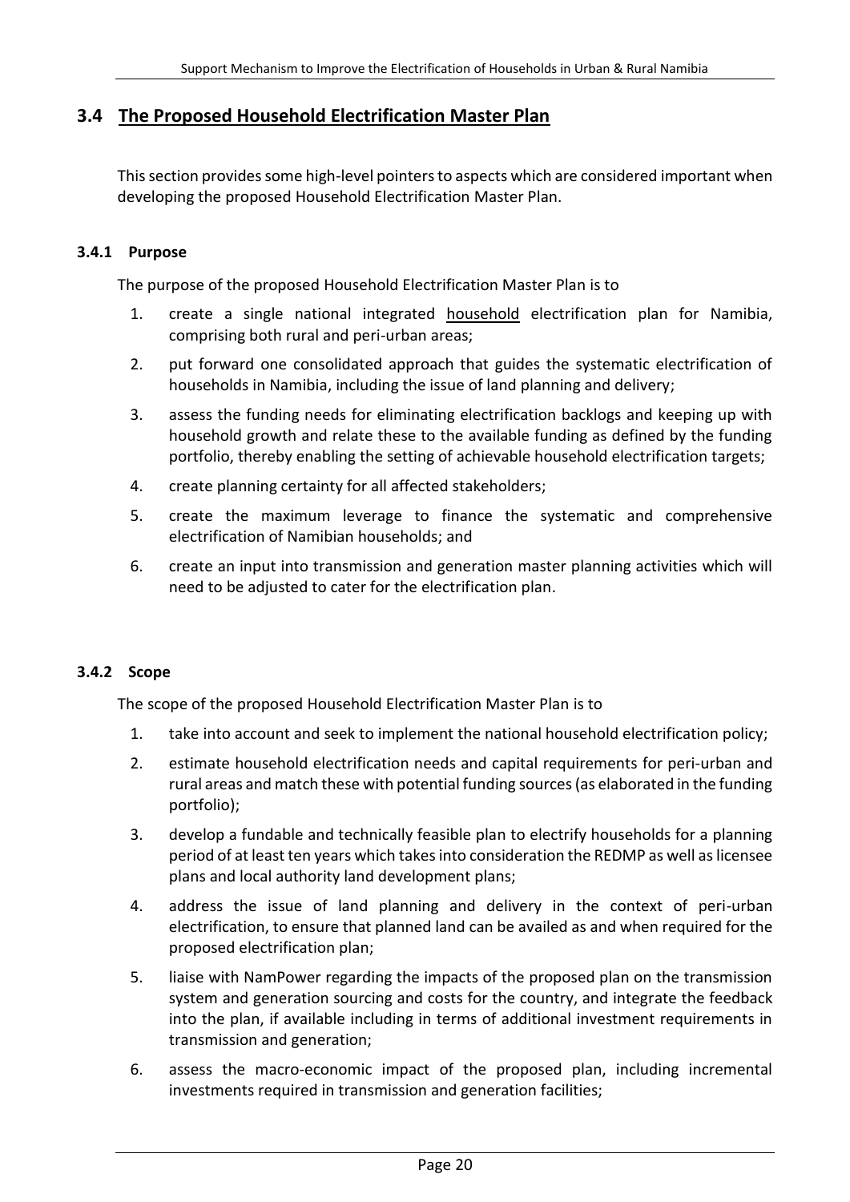## 3.4 The Proposed Household Electrification Master Plan

This section provides some high-level pointers to aspects which are considered important when developing the proposed Household Electrification Master Plan.

### 3.4.1 Purpose

The purpose of the proposed Household Electrification Master Plan is to

1. create a single national integrated household electrification plan for Namibia, comprising both rural and peri-urban areas;
2. put forward one consolidated approach that guides the systematic electrification of households in Namibia, including the issue of land planning and delivery;
3. assess the funding needs for eliminating electrification backlogs and keeping up with household growth and relate these to the available funding as defined by the funding portfolio, thereby enabling the setting of achievable household electrification targets;
4. create planning certainty for all affected stakeholders;
5. create the maximum leverage to finance the systematic and comprehensive electrification of Namibian households; and
6. create an input into transmission and generation master planning activities which will need to be adjusted to cater for the electrification plan.

### 3.4.2 Scope

The scope of the proposed Household Electrification Master Plan is to

1. take into account and seek to implement the national household electrification policy;
2. estimate household electrification needs and capital requirements for peri-urban and rural areas and match these with potential funding sources (as elaborated in the funding portfolio);
3. develop a fundable and technically feasible plan to electrify households for a planning period of at least ten years which takes into consideration the REDMP as well as licensee plans and local authority land development plans;
4. address the issue of land planning and delivery in the context of peri-urban electrification, to ensure that planned land can be availed as and when required for the proposed electrification plan;
5. liaise with NamPower regarding the impacts of the proposed plan on the transmission system and generation sourcing and costs for the country, and integrate the feedback into the plan, if available including in terms of additional investment requirements in transmission and generation;
6. assess the macro-economic impact of the proposed plan, including incremental investments required in transmission and generation facilities;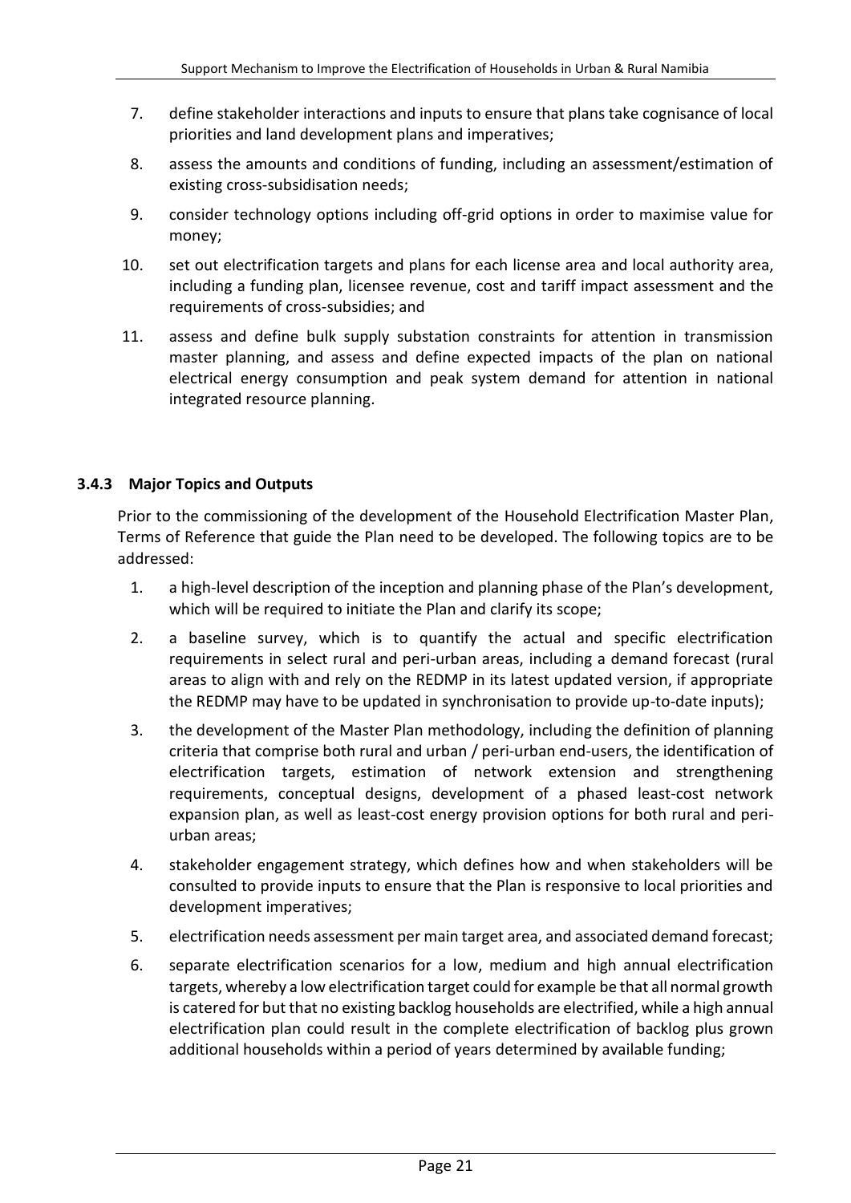7. define stakeholder interactions and inputs to ensure that plans take cognisance of local priorities and land development plans and imperatives;
8. assess the amounts and conditions of funding, including an assessment/estimation of existing cross-subsidisation needs;
9. consider technology options including off-grid options in order to maximise value for money;
10. set out electrification targets and plans for each license area and local authority area, including a funding plan, licensee revenue, cost and tariff impact assessment and the requirements of cross-subsidies; and
11. assess and define bulk supply substation constraints for attention in transmission master planning, and assess and define expected impacts of the plan on national electrical energy consumption and peak system demand for attention in national integrated resource planning.

### 3.4.3 Major Topics and Outputs

Prior to the commissioning of the development of the Household Electrification Master Plan, Terms of Reference that guide the Plan need to be developed. The following topics are to be addressed:

1. a high-level description of the inception and planning phase of the Plan's development, which will be required to initiate the Plan and clarify its scope;
2. a baseline survey, which is to quantify the actual and specific electrification requirements in select rural and peri-urban areas, including a demand forecast (rural areas to align with and rely on the REDMP in its latest updated version, if appropriate the REDMP may have to be updated in synchronisation to provide up-to-date inputs);
3. the development of the Master Plan methodology, including the definition of planning criteria that comprise both rural and urban / peri-urban end-users, the identification of electrification targets, estimation of network extension and strengthening requirements, conceptual designs, development of a phased least-cost network expansion plan, as well as least-cost energy provision options for both rural and peri-urban areas;
4. stakeholder engagement strategy, which defines how and when stakeholders will be consulted to provide inputs to ensure that the Plan is responsive to local priorities and development imperatives;
5. electrification needs assessment per main target area, and associated demand forecast;
6. separate electrification scenarios for a low, medium and high annual electrification targets, whereby a low electrification target could for example be that all normal growth is catered for but that no existing backlog households are electrified, while a high annual electrification plan could result in the complete electrification of backlog plus grown additional households within a period of years determined by available funding;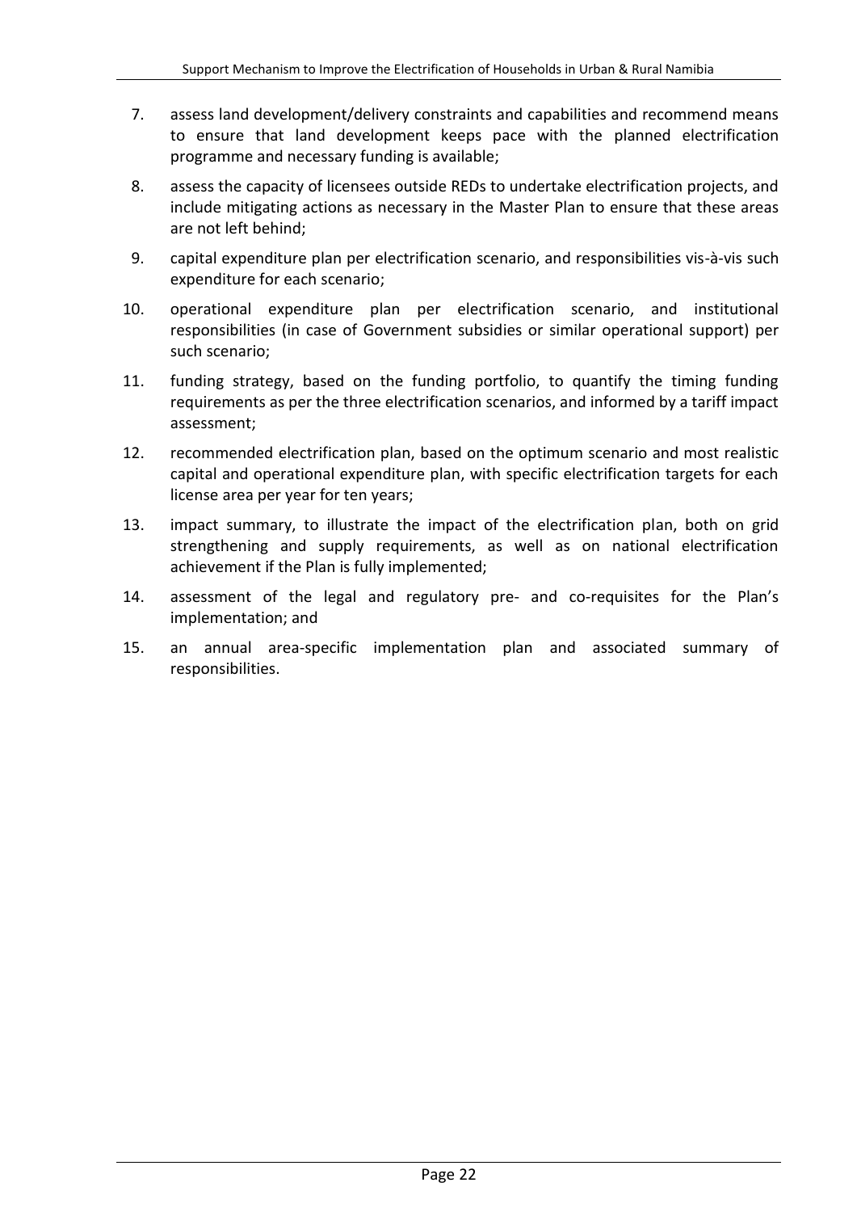7. assess land development/delivery constraints and capabilities and recommend means to ensure that land development keeps pace with the planned electrification programme and necessary funding is available;
8. assess the capacity of licensees outside REDs to undertake electrification projects, and include mitigating actions as necessary in the Master Plan to ensure that these areas are not left behind;
9. capital expenditure plan per electrification scenario, and responsibilities vis-à-vis such expenditure for each scenario;
10. operational expenditure plan per electrification scenario, and institutional responsibilities (in case of Government subsidies or similar operational support) per such scenario;
11. funding strategy, based on the funding portfolio, to quantify the timing funding requirements as per the three electrification scenarios, and informed by a tariff impact assessment;
12. recommended electrification plan, based on the optimum scenario and most realistic capital and operational expenditure plan, with specific electrification targets for each license area per year for ten years;
13. impact summary, to illustrate the impact of the electrification plan, both on grid strengthening and supply requirements, as well as on national electrification achievement if the Plan is fully implemented;
14. assessment of the legal and regulatory pre- and co-requisites for the Plan's implementation; and
15. an annual area-specific implementation plan and associated summary of responsibilities.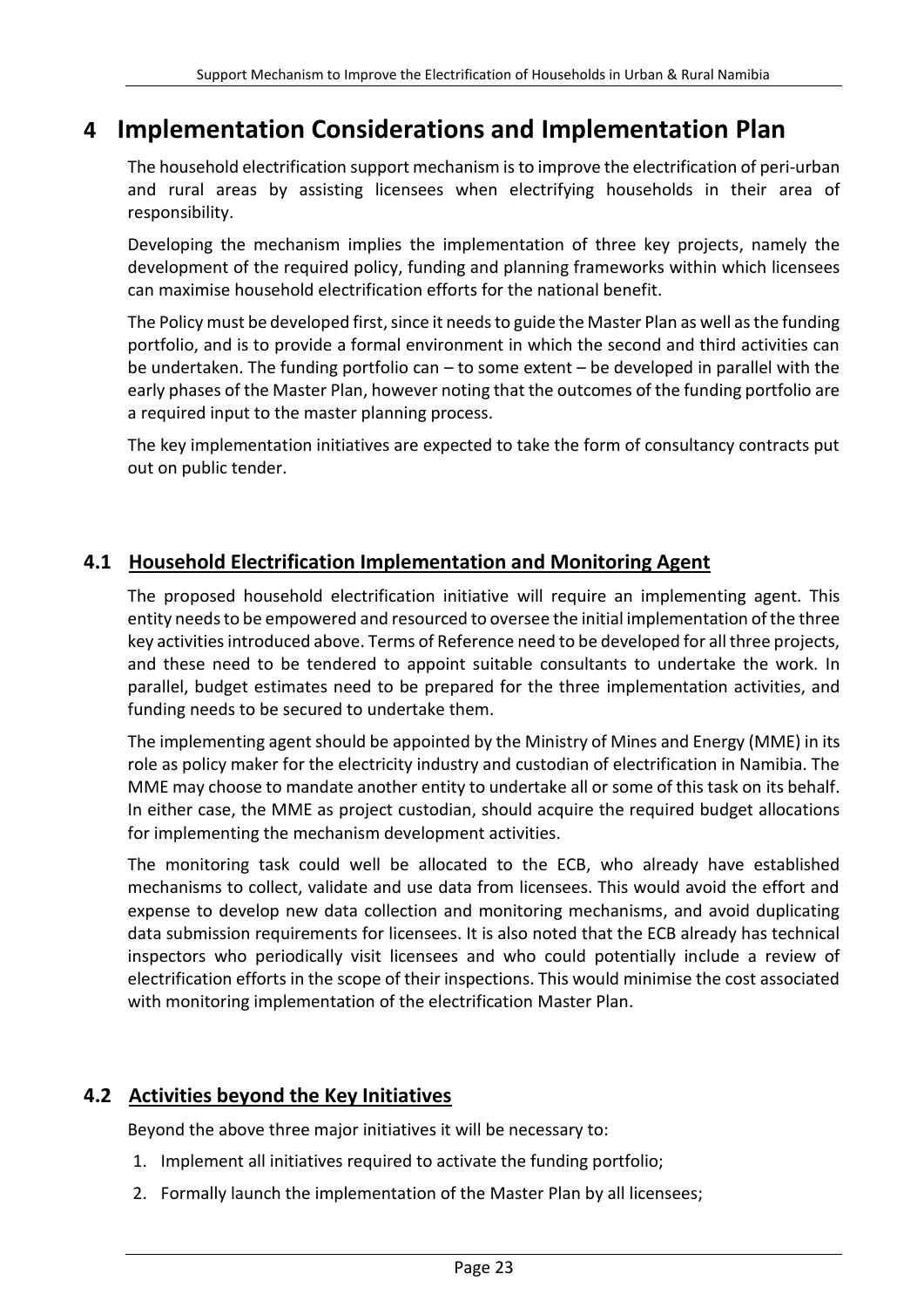# 4 Implementation Considerations and Implementation Plan

The household electrification support mechanism is to improve the electrification of peri-urban and rural areas by assisting licensees when electrifying households in their area of responsibility.

Developing the mechanism implies the implementation of three key projects, namely the development of the required policy, funding and planning frameworks within which licensees can maximise household electrification efforts for the national benefit.

The Policy must be developed first, since it needs to guide the Master Plan as well as the funding portfolio, and is to provide a formal environment in which the second and third activities can be undertaken. The funding portfolio can – to some extent – be developed in parallel with the early phases of the Master Plan, however noting that the outcomes of the funding portfolio are a required input to the master planning process.

The key implementation initiatives are expected to take the form of consultancy contracts put out on public tender.

## 4.1 Household Electrification Implementation and Monitoring Agent

The proposed household electrification initiative will require an implementing agent. This entity needs to be empowered and resourced to oversee the initial implementation of the three key activities introduced above. Terms of Reference need to be developed for all three projects, and these need to be tendered to appoint suitable consultants to undertake the work. In parallel, budget estimates need to be prepared for the three implementation activities, and funding needs to be secured to undertake them.

The implementing agent should be appointed by the Ministry of Mines and Energy (MME) in its role as policy maker for the electricity industry and custodian of electrification in Namibia. The MME may choose to mandate another entity to undertake all or some of this task on its behalf. In either case, the MME as project custodian, should acquire the required budget allocations for implementing the mechanism development activities.

The monitoring task could well be allocated to the ECB, who already have established mechanisms to collect, validate and use data from licensees. This would avoid the effort and expense to develop new data collection and monitoring mechanisms, and avoid duplicating data submission requirements for licensees. It is also noted that the ECB already has technical inspectors who periodically visit licensees and who could potentially include a review of electrification efforts in the scope of their inspections. This would minimise the cost associated with monitoring implementation of the electrification Master Plan.

## 4.2 Activities beyond the Key Initiatives

Beyond the above three major initiatives it will be necessary to:

1. Implement all initiatives required to activate the funding portfolio;
2. Formally launch the implementation of the Master Plan by all licensees;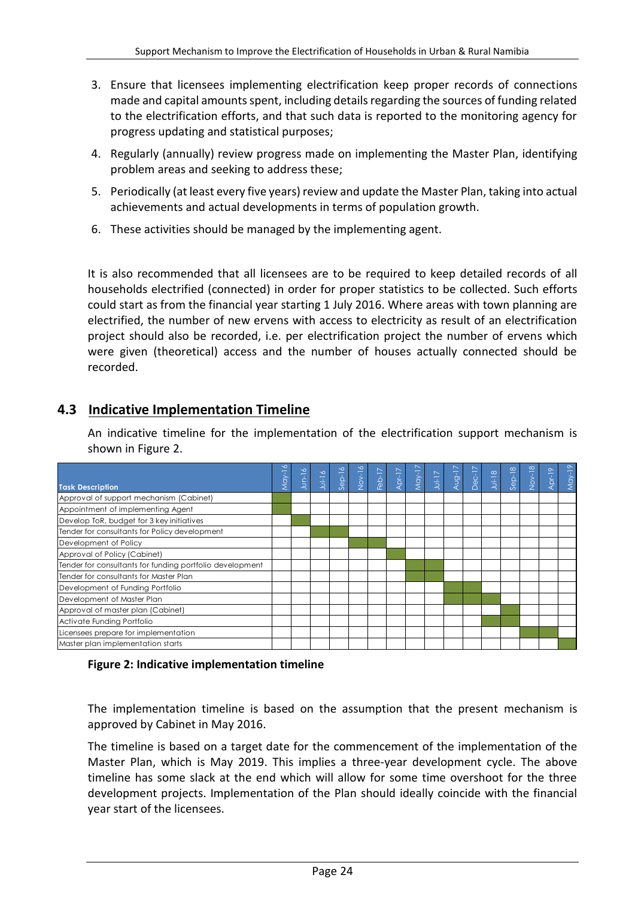3. Ensure that licensees implementing electrification keep proper records of connections made and capital amounts spent, including details regarding the sources of funding related to the electrification efforts, and that such data is reported to the monitoring agency for progress updating and statistical purposes;
4. Regularly (annually) review progress made on implementing the Master Plan, identifying problem areas and seeking to address these;
5. Periodically (at least every five years) review and update the Master Plan, taking into actual achievements and actual developments in terms of population growth.
6. These activities should be managed by the implementing agent.

It is also recommended that all licensees are to be required to keep detailed records of all households electrified (connected) in order for proper statistics to be collected. Such efforts could start as from the financial year starting 1 July 2016. Where areas with town planning are electrified, the number of new ervens with access to electricity as result of an electrification project should also be recorded, i.e. per electrification project the number of ervens which were given (theoretical) access and the number of houses actually connected should be recorded.

## 4.3 Indicative Implementation Timeline

An indicative timeline for the implementation of the electrification support mechanism is shown in Figure 2.

| Task Description | May-16 | Jun-16 | Jul-16 | Sep-16 | Nov-16 | Feb-17 | Apr-17 | May-17 | Jul-17 | Aug-17 | Dec-17 | Jul-18 | Sep-18 | Nov-18 | Apr-19 | May-19 |
|---|---|---|---|---|---|---|---|---|---|---|---|---|---|---|---|---|
| Approval of support mechanism (Cabinet) | ■ | | | | | | | | | | | | | | | |
| Appointment of implementing Agent | ■ | | | | | | | | | | | | | | | |
| Develop ToR, budget for 3 key initiatives | | ■ | | | | | | | | | | | | | | |
| Tender for consultants for Policy development | | | ■ | ■ | | | | | | | | | | | | |
| Development of Policy | | | | | ■ | ■ | | | | | | | | | | |
| Approval of Policy (Cabinet) | | | | | | | ■ | | | | | | | | | |
| Tender for consultants for funding portfolio development | | | | | | | | ■ | ■ | | | | | | | |
| Tender for consultants for Master Plan | | | | | | | | ■ | ■ | | | | | | | |
| Development of Funding Portfolio | | | | | | | | | | ■ | ■ | | | | | |
| Development of Master Plan | | | | | | | | | | ■ | ■ | ■ | | | | |
| Approval of master plan (Cabinet) | | | | | | | | | | | | | ■ | | | |
| Activate Funding Portfolio | | | | | | | | | | | | ■ | ■ | | | |
| Licensees prepare for implementation | | | | | | | | | | | | | | ■ | ■ | |
| Master plan implementation starts | | | | | | | | | | | | | | | | ■ |

**Figure 2: Indicative implementation timeline**

The implementation timeline is based on the assumption that the present mechanism is approved by Cabinet in May 2016.

The timeline is based on a target date for the commencement of the implementation of the Master Plan, which is May 2019. This implies a three-year development cycle. The above timeline has some slack at the end which will allow for some time overshoot for the three development projects. Implementation of the Plan should ideally coincide with the financial year start of the licensees.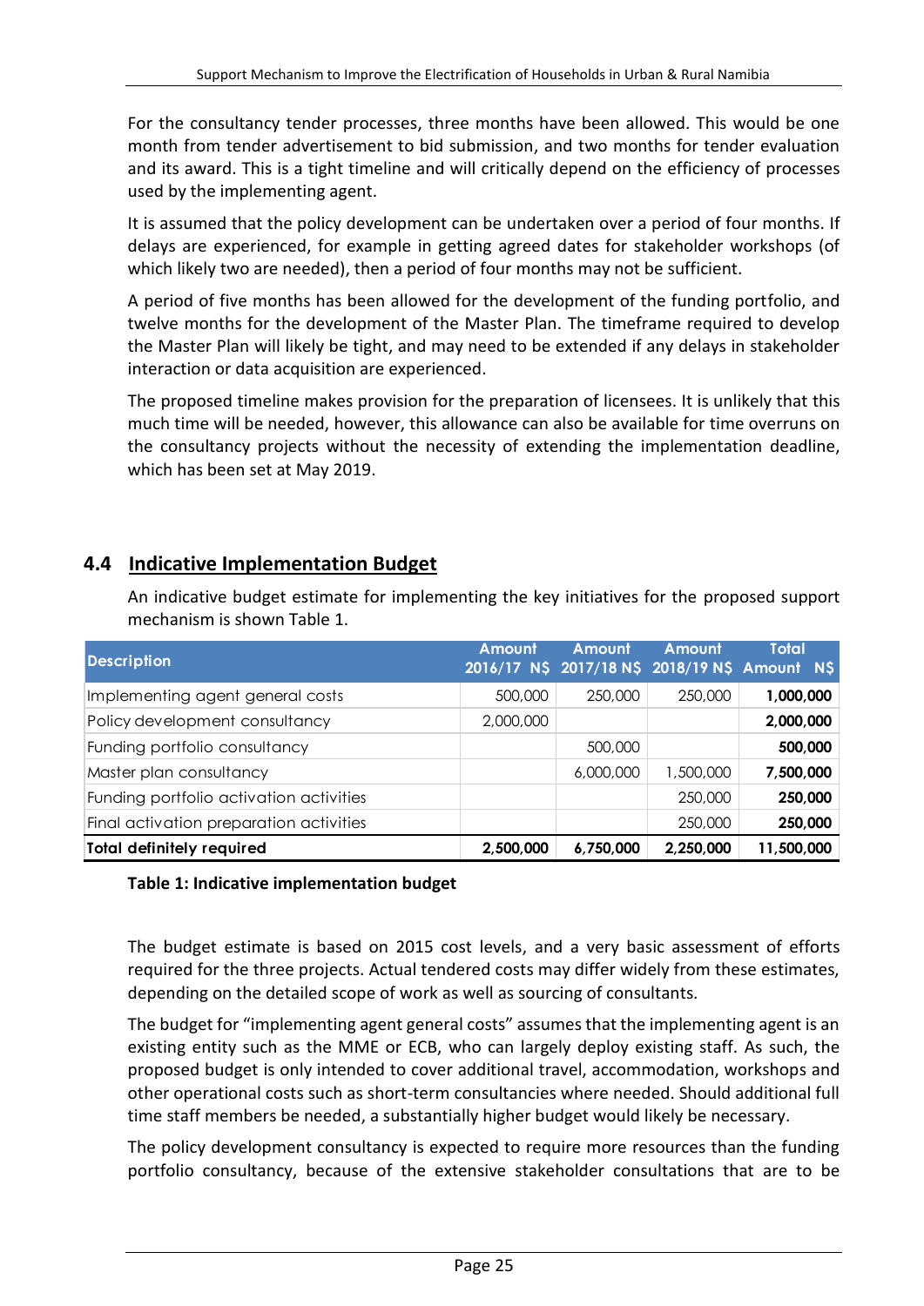For the consultancy tender processes, three months have been allowed. This would be one month from tender advertisement to bid submission, and two months for tender evaluation and its award. This is a tight timeline and will critically depend on the efficiency of processes used by the implementing agent.

It is assumed that the policy development can be undertaken over a period of four months. If delays are experienced, for example in getting agreed dates for stakeholder workshops (of which likely two are needed), then a period of four months may not be sufficient.

A period of five months has been allowed for the development of the funding portfolio, and twelve months for the development of the Master Plan. The timeframe required to develop the Master Plan will likely be tight, and may need to be extended if any delays in stakeholder interaction or data acquisition are experienced.

The proposed timeline makes provision for the preparation of licensees. It is unlikely that this much time will be needed, however, this allowance can also be available for time overruns on the consultancy projects without the necessity of extending the implementation deadline, which has been set at May 2019.

## 4.4 Indicative Implementation Budget

An indicative budget estimate for implementing the key initiatives for the proposed support mechanism is shown Table 1.

| Description | Amount 2016/17 N$ | Amount 2017/18 N$ | Amount 2018/19 N$ | Total Amount N$ |
|---|---|---|---|---|
| Implementing agent general costs | 500,000 | 250,000 | 250,000 | **1,000,000** |
| Policy development consultancy | 2,000,000 | | | **2,000,000** |
| Funding portfolio consultancy | | 500,000 | | **500,000** |
| Master plan consultancy | | 6,000,000 | 1,500,000 | **7,500,000** |
| Funding portfolio activation activities | | | 250,000 | **250,000** |
| Final activation preparation activities | | | 250,000 | **250,000** |
| **Total definitely required** | **2,500,000** | **6,750,000** | **2,250,000** | **11,500,000** |

**Table 1: Indicative implementation budget**

The budget estimate is based on 2015 cost levels, and a very basic assessment of efforts required for the three projects. Actual tendered costs may differ widely from these estimates, depending on the detailed scope of work as well as sourcing of consultants.

The budget for "implementing agent general costs" assumes that the implementing agent is an existing entity such as the MME or ECB, who can largely deploy existing staff. As such, the proposed budget is only intended to cover additional travel, accommodation, workshops and other operational costs such as short-term consultancies where needed. Should additional full time staff members be needed, a substantially higher budget would likely be necessary.

The policy development consultancy is expected to require more resources than the funding portfolio consultancy, because of the extensive stakeholder consultations that are to be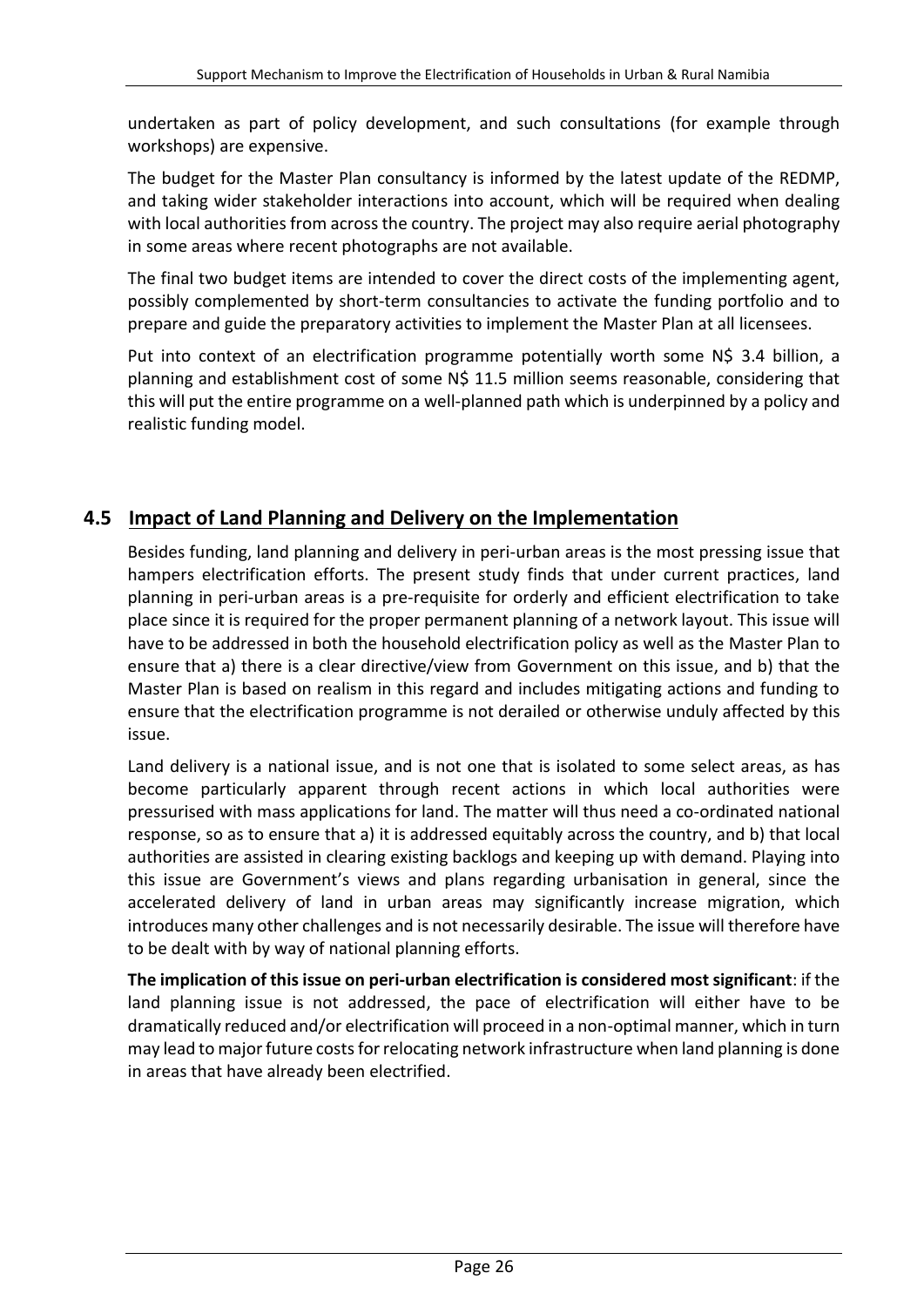undertaken as part of policy development, and such consultations (for example through workshops) are expensive.

The budget for the Master Plan consultancy is informed by the latest update of the REDMP, and taking wider stakeholder interactions into account, which will be required when dealing with local authorities from across the country. The project may also require aerial photography in some areas where recent photographs are not available.

The final two budget items are intended to cover the direct costs of the implementing agent, possibly complemented by short-term consultancies to activate the funding portfolio and to prepare and guide the preparatory activities to implement the Master Plan at all licensees.

Put into context of an electrification programme potentially worth some N$ 3.4 billion, a planning and establishment cost of some N$ 11.5 million seems reasonable, considering that this will put the entire programme on a well-planned path which is underpinned by a policy and realistic funding model.

## 4.5 Impact of Land Planning and Delivery on the Implementation

Besides funding, land planning and delivery in peri-urban areas is the most pressing issue that hampers electrification efforts. The present study finds that under current practices, land planning in peri-urban areas is a pre-requisite for orderly and efficient electrification to take place since it is required for the proper permanent planning of a network layout. This issue will have to be addressed in both the household electrification policy as well as the Master Plan to ensure that a) there is a clear directive/view from Government on this issue, and b) that the Master Plan is based on realism in this regard and includes mitigating actions and funding to ensure that the electrification programme is not derailed or otherwise unduly affected by this issue.

Land delivery is a national issue, and is not one that is isolated to some select areas, as has become particularly apparent through recent actions in which local authorities were pressurised with mass applications for land. The matter will thus need a co-ordinated national response, so as to ensure that a) it is addressed equitably across the country, and b) that local authorities are assisted in clearing existing backlogs and keeping up with demand. Playing into this issue are Government's views and plans regarding urbanisation in general, since the accelerated delivery of land in urban areas may significantly increase migration, which introduces many other challenges and is not necessarily desirable. The issue will therefore have to be dealt with by way of national planning efforts.

**The implication of this issue on peri-urban electrification is considered most significant**: if the land planning issue is not addressed, the pace of electrification will either have to be dramatically reduced and/or electrification will proceed in a non-optimal manner, which in turn may lead to major future costs for relocating network infrastructure when land planning is done in areas that have already been electrified.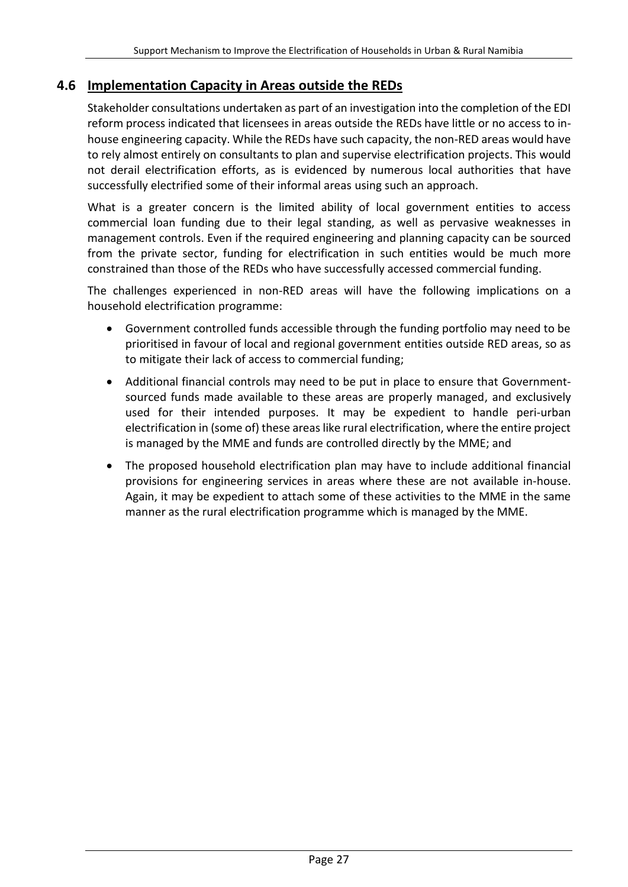## 4.6 Implementation Capacity in Areas outside the REDs

Stakeholder consultations undertaken as part of an investigation into the completion of the EDI reform process indicated that licensees in areas outside the REDs have little or no access to in-house engineering capacity. While the REDs have such capacity, the non-RED areas would have to rely almost entirely on consultants to plan and supervise electrification projects. This would not derail electrification efforts, as is evidenced by numerous local authorities that have successfully electrified some of their informal areas using such an approach.

What is a greater concern is the limited ability of local government entities to access commercial loan funding due to their legal standing, as well as pervasive weaknesses in management controls. Even if the required engineering and planning capacity can be sourced from the private sector, funding for electrification in such entities would be much more constrained than those of the REDs who have successfully accessed commercial funding.

The challenges experienced in non-RED areas will have the following implications on a household electrification programme:

- Government controlled funds accessible through the funding portfolio may need to be prioritised in favour of local and regional government entities outside RED areas, so as to mitigate their lack of access to commercial funding;
- Additional financial controls may need to be put in place to ensure that Government-sourced funds made available to these areas are properly managed, and exclusively used for their intended purposes. It may be expedient to handle peri-urban electrification in (some of) these areas like rural electrification, where the entire project is managed by the MME and funds are controlled directly by the MME; and
- The proposed household electrification plan may have to include additional financial provisions for engineering services in areas where these are not available in-house. Again, it may be expedient to attach some of these activities to the MME in the same manner as the rural electrification programme which is managed by the MME.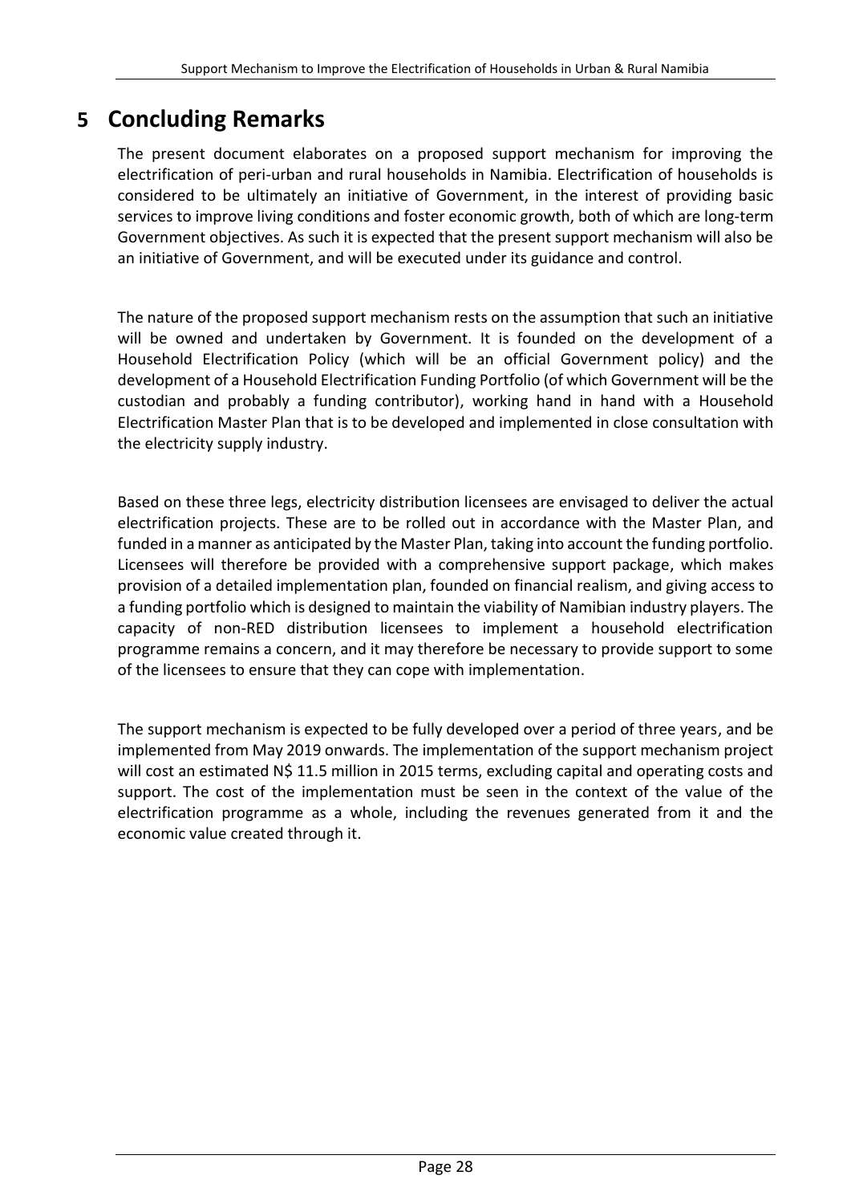# 5 Concluding Remarks

The present document elaborates on a proposed support mechanism for improving the electrification of peri-urban and rural households in Namibia. Electrification of households is considered to be ultimately an initiative of Government, in the interest of providing basic services to improve living conditions and foster economic growth, both of which are long-term Government objectives. As such it is expected that the present support mechanism will also be an initiative of Government, and will be executed under its guidance and control.

The nature of the proposed support mechanism rests on the assumption that such an initiative will be owned and undertaken by Government. It is founded on the development of a Household Electrification Policy (which will be an official Government policy) and the development of a Household Electrification Funding Portfolio (of which Government will be the custodian and probably a funding contributor), working hand in hand with a Household Electrification Master Plan that is to be developed and implemented in close consultation with the electricity supply industry.

Based on these three legs, electricity distribution licensees are envisaged to deliver the actual electrification projects. These are to be rolled out in accordance with the Master Plan, and funded in a manner as anticipated by the Master Plan, taking into account the funding portfolio. Licensees will therefore be provided with a comprehensive support package, which makes provision of a detailed implementation plan, founded on financial realism, and giving access to a funding portfolio which is designed to maintain the viability of Namibian industry players. The capacity of non-RED distribution licensees to implement a household electrification programme remains a concern, and it may therefore be necessary to provide support to some of the licensees to ensure that they can cope with implementation.

The support mechanism is expected to be fully developed over a period of three years, and be implemented from May 2019 onwards. The implementation of the support mechanism project will cost an estimated N$ 11.5 million in 2015 terms, excluding capital and operating costs and support. The cost of the implementation must be seen in the context of the value of the electrification programme as a whole, including the revenues generated from it and the economic value created through it.